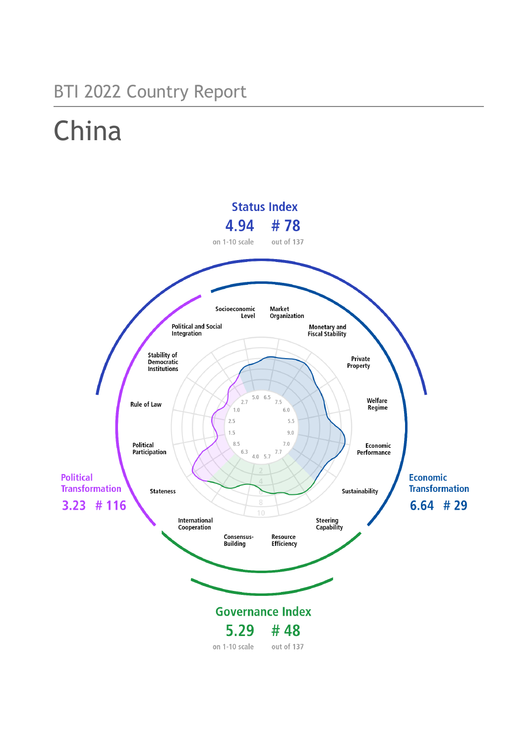BTI 2022 Country Report

# China

## Status Index

**4.94** on 1-10 scale — **# 78** out of 137

## Political Transformation

**3.23** — **# 116**

## Economic Transformation

**6.64** — **# 29**

## Governance Index

**5.29** on 1-10 scale — **# 48** out of 137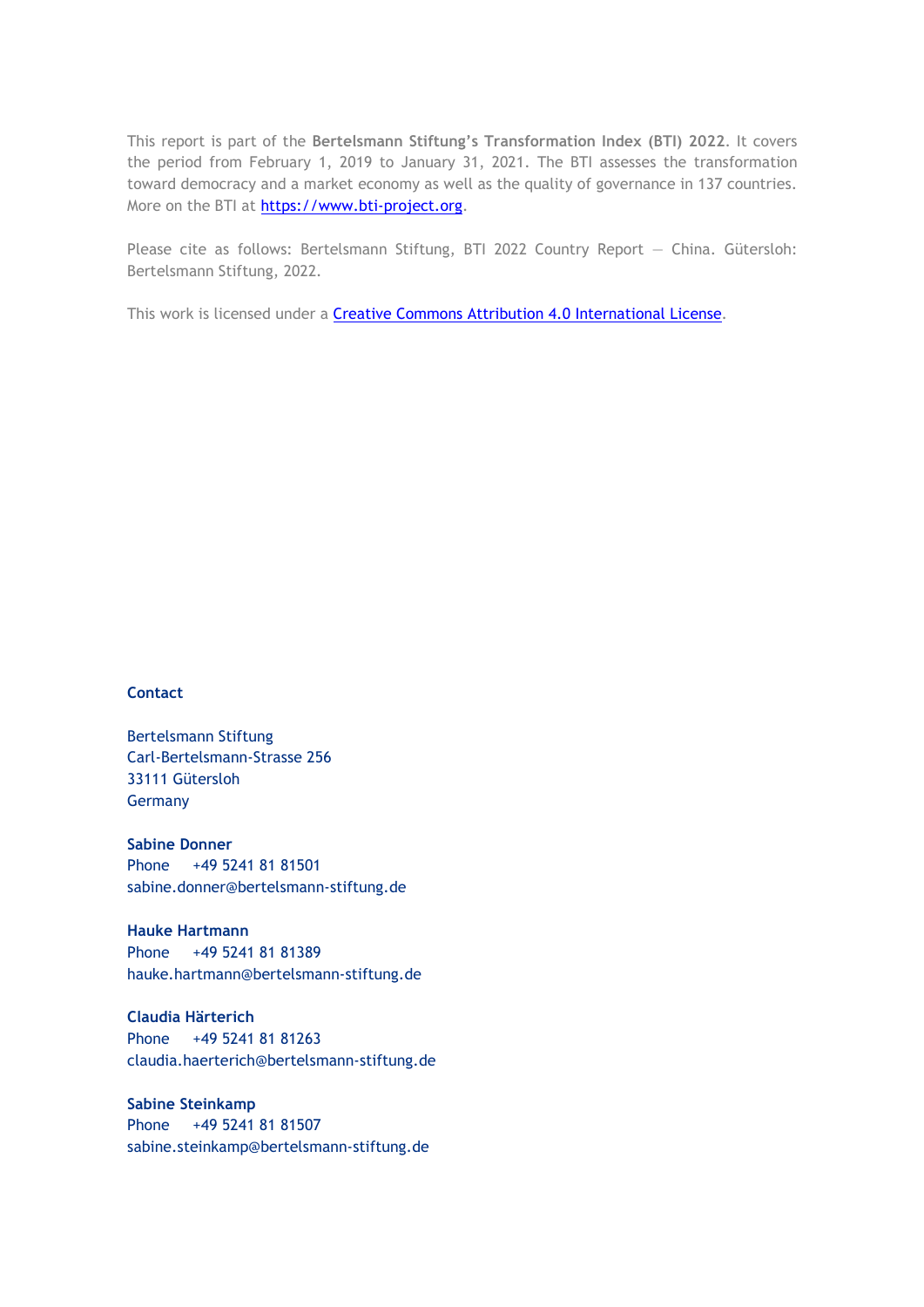This report is part of the **Bertelsmann Stiftung's Transformation Index (BTI) 2022**. It covers the period from February 1, 2019 to January 31, 2021. The BTI assesses the transformation toward democracy and a market economy as well as the quality of governance in 137 countries. More on the BTI at [https://www.bti-project.org](https://www.bti-project.org).

Please cite as follows: Bertelsmann Stiftung, BTI 2022 Country Report — China. Gütersloh: Bertelsmann Stiftung, 2022.

This work is licensed under a [Creative Commons Attribution 4.0 International License](https://creativecommons.org/licenses/by/4.0/).

**Contact**

Bertelsmann Stiftung
Carl-Bertelsmann-Strasse 256
33111 Gütersloh
Germany

**Sabine Donner**
Phone +49 5241 81 81501
sabine.donner@bertelsmann-stiftung.de

**Hauke Hartmann**
Phone +49 5241 81 81389
hauke.hartmann@bertelsmann-stiftung.de

**Claudia Härterich**
Phone +49 5241 81 81263
claudia.haerterich@bertelsmann-stiftung.de

**Sabine Steinkamp**
Phone +49 5241 81 81507
sabine.steinkamp@bertelsmann-stiftung.de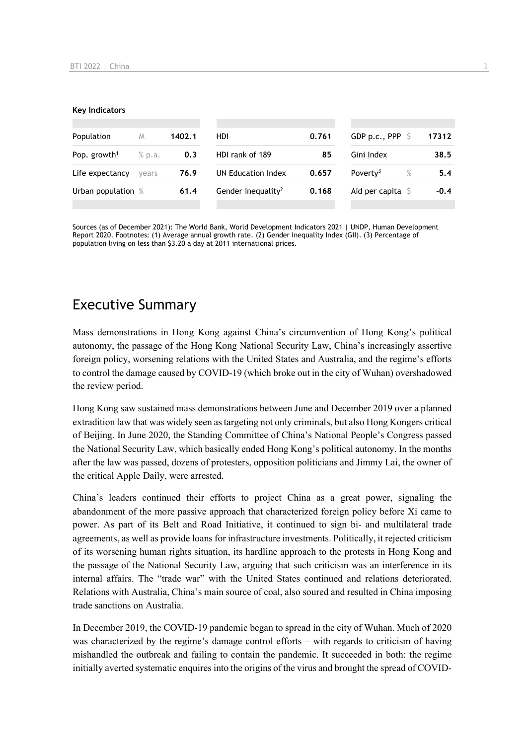**Key Indicators**

| | | | | | | | |
|---|---|---|---|---|---|---|---|
| Population | M | 1402.1 | HDI | 0.761 | GDP p.c., PPP | $ | 17312 |
| Pop. growth[1] | % p.a. | 0.3 | HDI rank of 189 | 85 | Gini Index | | 38.5 |
| Life expectancy | years | 76.9 | UN Education Index | 0.657 | Poverty[3] | % | 5.4 |
| Urban population | % | 61.4 | Gender inequality[2] | 0.168 | Aid per capita | $ | -0.4 |

Sources (as of December 2021): The World Bank, World Development Indicators 2021 | UNDP, Human Development Report 2020. Footnotes: (1) Average annual growth rate. (2) Gender Inequality Index (GII). (3) Percentage of population living on less than $3.20 a day at 2011 international prices.

# Executive Summary

Mass demonstrations in Hong Kong against China's circumvention of Hong Kong's political autonomy, the passage of the Hong Kong National Security Law, China's increasingly assertive foreign policy, worsening relations with the United States and Australia, and the regime's efforts to control the damage caused by COVID-19 (which broke out in the city of Wuhan) overshadowed the review period.

Hong Kong saw sustained mass demonstrations between June and December 2019 over a planned extradition law that was widely seen as targeting not only criminals, but also Hong Kongers critical of Beijing. In June 2020, the Standing Committee of China's National People's Congress passed the National Security Law, which basically ended Hong Kong's political autonomy. In the months after the law was passed, dozens of protesters, opposition politicians and Jimmy Lai, the owner of the critical Apple Daily, were arrested.

China's leaders continued their efforts to project China as a great power, signaling the abandonment of the more passive approach that characterized foreign policy before Xi came to power. As part of its Belt and Road Initiative, it continued to sign bi- and multilateral trade agreements, as well as provide loans for infrastructure investments. Politically, it rejected criticism of its worsening human rights situation, its hardline approach to the protests in Hong Kong and the passage of the National Security Law, arguing that such criticism was an interference in its internal affairs. The "trade war" with the United States continued and relations deteriorated. Relations with Australia, China's main source of coal, also soured and resulted in China imposing trade sanctions on Australia.

In December 2019, the COVID-19 pandemic began to spread in the city of Wuhan. Much of 2020 was characterized by the regime's damage control efforts – with regards to criticism of having mishandled the outbreak and failing to contain the pandemic. It succeeded in both: the regime initially averted systematic enquires into the origins of the virus and brought the spread of COVID-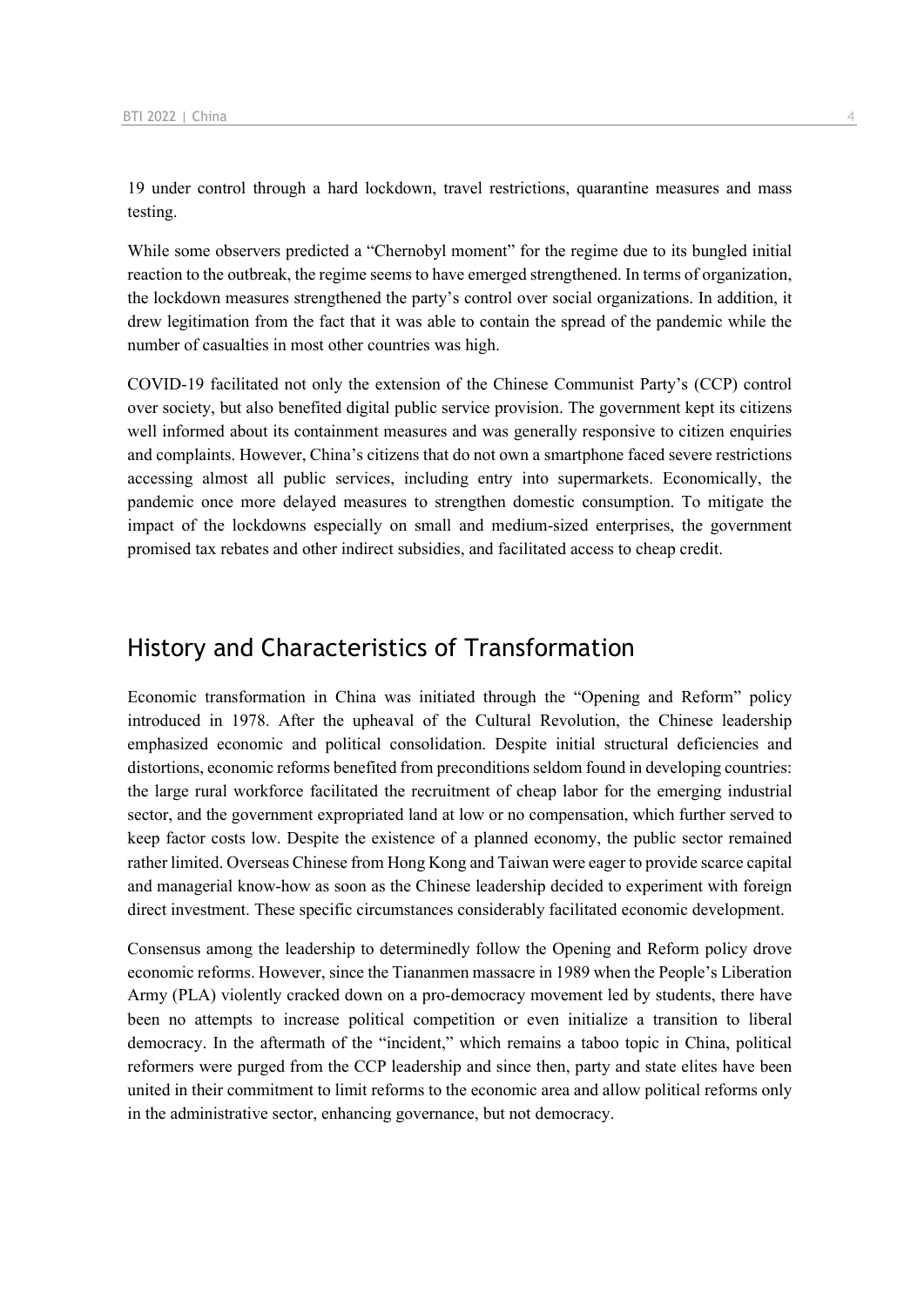19 under control through a hard lockdown, travel restrictions, quarantine measures and mass testing.

While some observers predicted a "Chernobyl moment" for the regime due to its bungled initial reaction to the outbreak, the regime seems to have emerged strengthened. In terms of organization, the lockdown measures strengthened the party's control over social organizations. In addition, it drew legitimation from the fact that it was able to contain the spread of the pandemic while the number of casualties in most other countries was high.

COVID-19 facilitated not only the extension of the Chinese Communist Party's (CCP) control over society, but also benefited digital public service provision. The government kept its citizens well informed about its containment measures and was generally responsive to citizen enquiries and complaints. However, China's citizens that do not own a smartphone faced severe restrictions accessing almost all public services, including entry into supermarkets. Economically, the pandemic once more delayed measures to strengthen domestic consumption. To mitigate the impact of the lockdowns especially on small and medium-sized enterprises, the government promised tax rebates and other indirect subsidies, and facilitated access to cheap credit.

## History and Characteristics of Transformation

Economic transformation in China was initiated through the "Opening and Reform" policy introduced in 1978. After the upheaval of the Cultural Revolution, the Chinese leadership emphasized economic and political consolidation. Despite initial structural deficiencies and distortions, economic reforms benefited from preconditions seldom found in developing countries: the large rural workforce facilitated the recruitment of cheap labor for the emerging industrial sector, and the government expropriated land at low or no compensation, which further served to keep factor costs low. Despite the existence of a planned economy, the public sector remained rather limited. Overseas Chinese from Hong Kong and Taiwan were eager to provide scarce capital and managerial know-how as soon as the Chinese leadership decided to experiment with foreign direct investment. These specific circumstances considerably facilitated economic development.

Consensus among the leadership to determinedly follow the Opening and Reform policy drove economic reforms. However, since the Tiananmen massacre in 1989 when the People's Liberation Army (PLA) violently cracked down on a pro-democracy movement led by students, there have been no attempts to increase political competition or even initialize a transition to liberal democracy. In the aftermath of the "incident," which remains a taboo topic in China, political reformers were purged from the CCP leadership and since then, party and state elites have been united in their commitment to limit reforms to the economic area and allow political reforms only in the administrative sector, enhancing governance, but not democracy.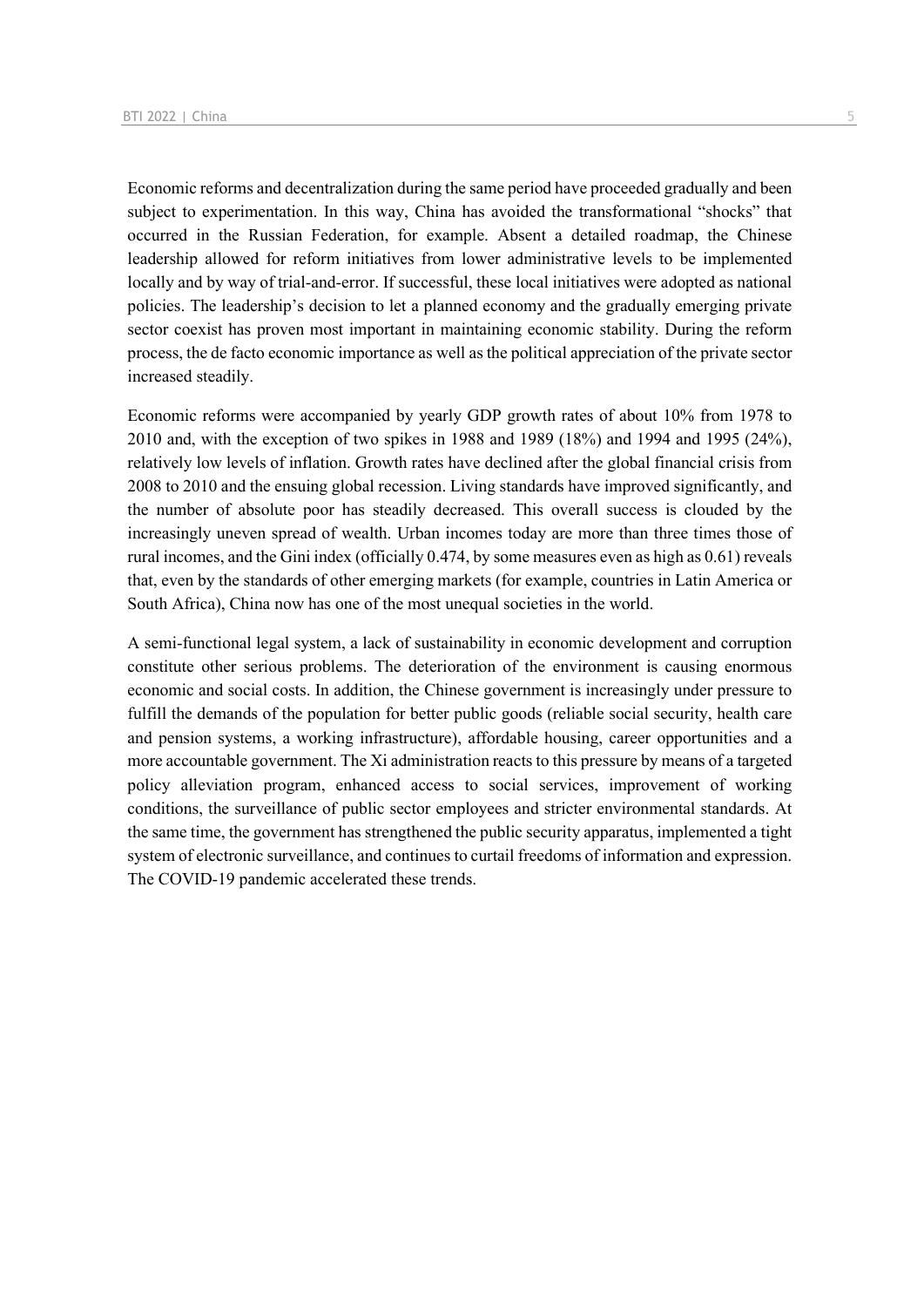Economic reforms and decentralization during the same period have proceeded gradually and been subject to experimentation. In this way, China has avoided the transformational "shocks" that occurred in the Russian Federation, for example. Absent a detailed roadmap, the Chinese leadership allowed for reform initiatives from lower administrative levels to be implemented locally and by way of trial-and-error. If successful, these local initiatives were adopted as national policies. The leadership's decision to let a planned economy and the gradually emerging private sector coexist has proven most important in maintaining economic stability. During the reform process, the de facto economic importance as well as the political appreciation of the private sector increased steadily.

Economic reforms were accompanied by yearly GDP growth rates of about 10% from 1978 to 2010 and, with the exception of two spikes in 1988 and 1989 (18%) and 1994 and 1995 (24%), relatively low levels of inflation. Growth rates have declined after the global financial crisis from 2008 to 2010 and the ensuing global recession. Living standards have improved significantly, and the number of absolute poor has steadily decreased. This overall success is clouded by the increasingly uneven spread of wealth. Urban incomes today are more than three times those of rural incomes, and the Gini index (officially 0.474, by some measures even as high as 0.61) reveals that, even by the standards of other emerging markets (for example, countries in Latin America or South Africa), China now has one of the most unequal societies in the world.

A semi-functional legal system, a lack of sustainability in economic development and corruption constitute other serious problems. The deterioration of the environment is causing enormous economic and social costs. In addition, the Chinese government is increasingly under pressure to fulfill the demands of the population for better public goods (reliable social security, health care and pension systems, a working infrastructure), affordable housing, career opportunities and a more accountable government. The Xi administration reacts to this pressure by means of a targeted policy alleviation program, enhanced access to social services, improvement of working conditions, the surveillance of public sector employees and stricter environmental standards. At the same time, the government has strengthened the public security apparatus, implemented a tight system of electronic surveillance, and continues to curtail freedoms of information and expression. The COVID-19 pandemic accelerated these trends.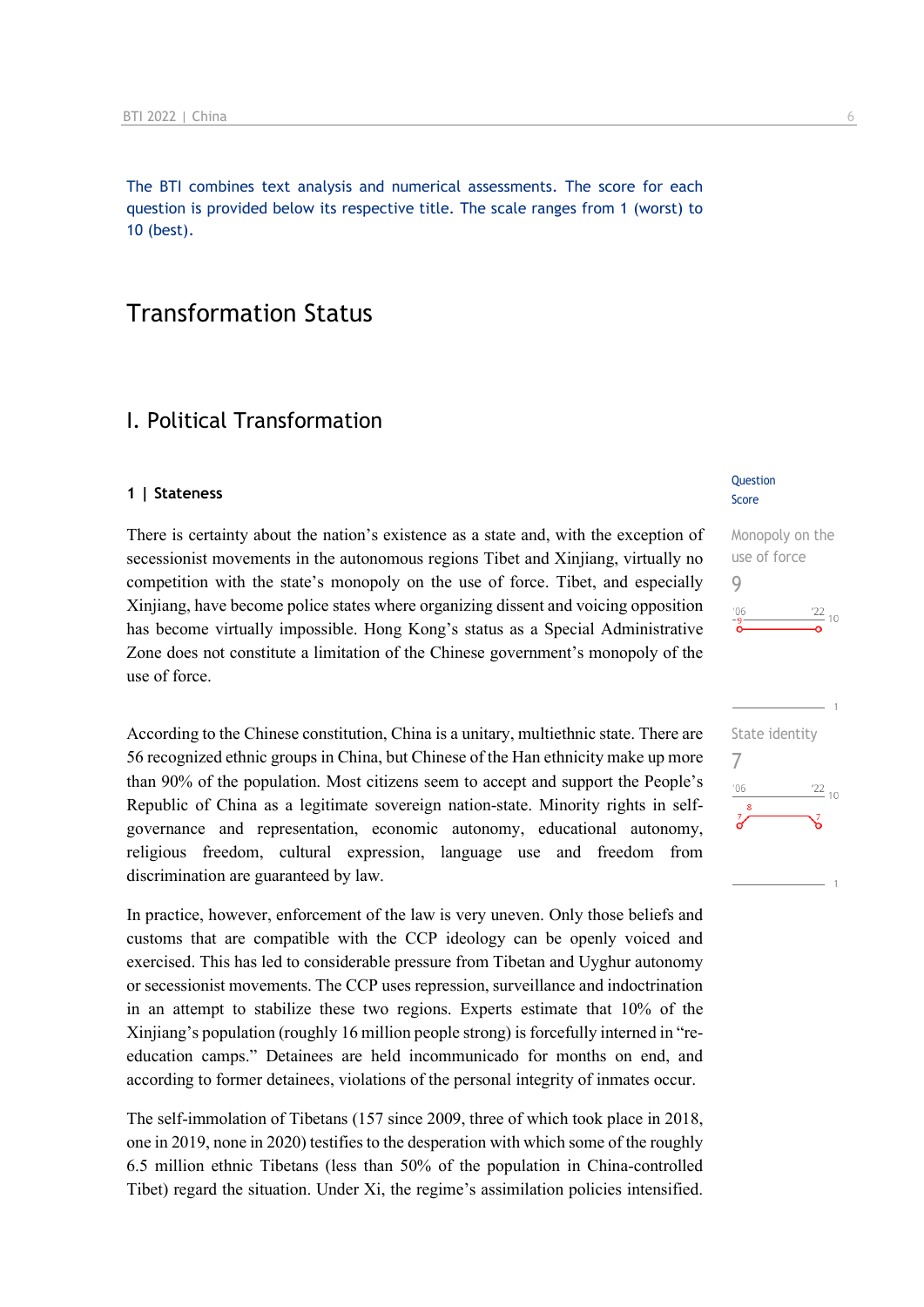The BTI combines text analysis and numerical assessments. The score for each question is provided below its respective title. The scale ranges from 1 (worst) to 10 (best).

# Transformation Status

## I. Political Transformation

### 1 | Stateness

Question Score

Monopoly on the use of force
9

There is certainty about the nation's existence as a state and, with the exception of secessionist movements in the autonomous regions Tibet and Xinjiang, virtually no competition with the state's monopoly on the use of force. Tibet, and especially Xinjiang, have become police states where organizing dissent and voicing opposition has become virtually impossible. Hong Kong's status as a Special Administrative Zone does not constitute a limitation of the Chinese government's monopoly of the use of force.

State identity
7

According to the Chinese constitution, China is a unitary, multiethnic state. There are 56 recognized ethnic groups in China, but Chinese of the Han ethnicity make up more than 90% of the population. Most citizens seem to accept and support the People's Republic of China as a legitimate sovereign nation-state. Minority rights in self-governance and representation, economic autonomy, educational autonomy, religious freedom, cultural expression, language use and freedom from discrimination are guaranteed by law.

In practice, however, enforcement of the law is very uneven. Only those beliefs and customs that are compatible with the CCP ideology can be openly voiced and exercised. This has led to considerable pressure from Tibetan and Uyghur autonomy or secessionist movements. The CCP uses repression, surveillance and indoctrination in an attempt to stabilize these two regions. Experts estimate that 10% of the Xinjiang's population (roughly 16 million people strong) is forcefully interned in "re-education camps." Detainees are held incommunicado for months on end, and according to former detainees, violations of the personal integrity of inmates occur.

The self-immolation of Tibetans (157 since 2009, three of which took place in 2018, one in 2019, none in 2020) testifies to the desperation with which some of the roughly 6.5 million ethnic Tibetans (less than 50% of the population in China-controlled Tibet) regard the situation. Under Xi, the regime's assimilation policies intensified.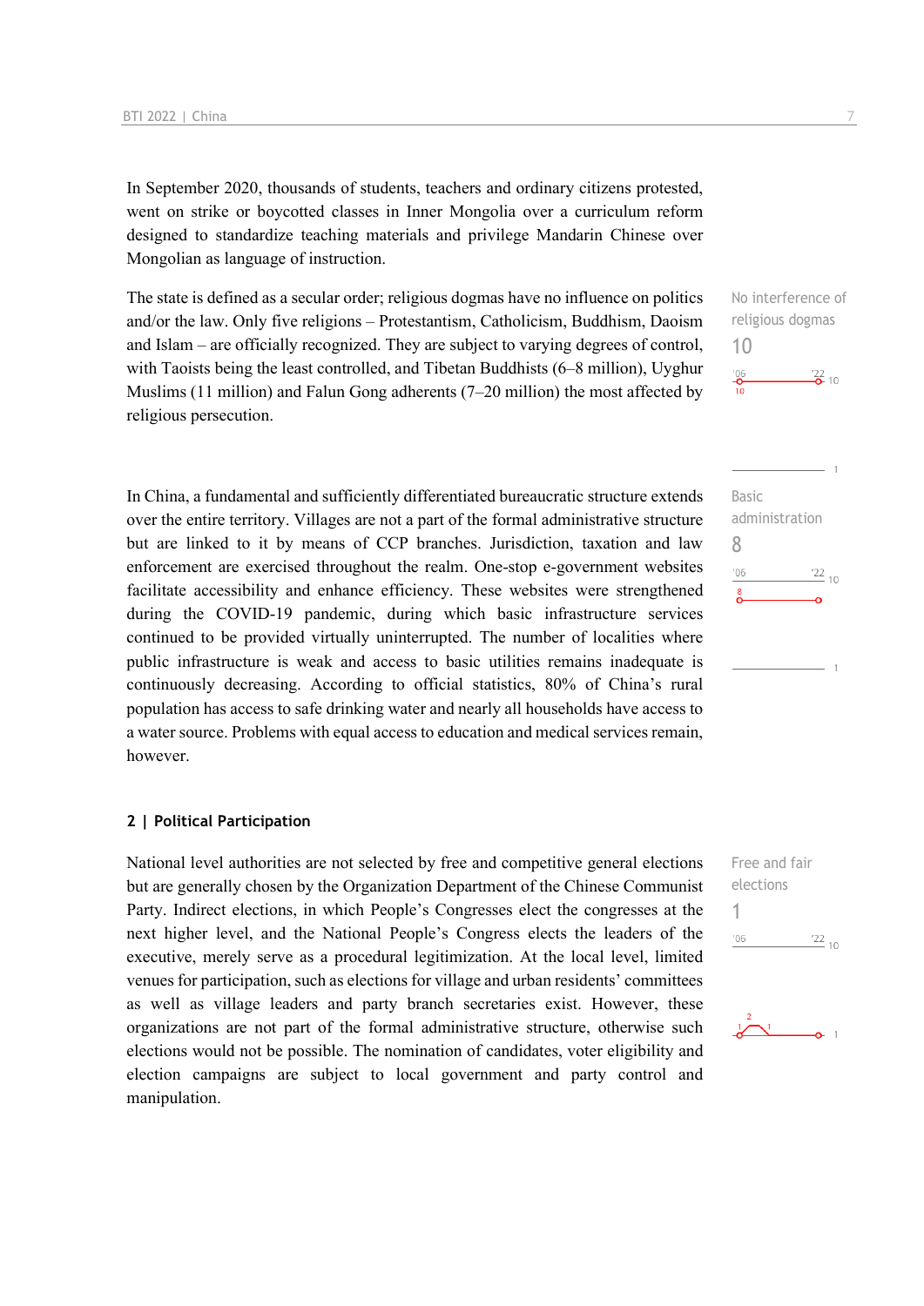In September 2020, thousands of students, teachers and ordinary citizens protested, went on strike or boycotted classes in Inner Mongolia over a curriculum reform designed to standardize teaching materials and privilege Mandarin Chinese over Mongolian as language of instruction.

The state is defined as a secular order; religious dogmas have no influence on politics and/or the law. Only five religions – Protestantism, Catholicism, Buddhism, Daoism and Islam – are officially recognized. They are subject to varying degrees of control, with Taoists being the least controlled, and Tibetan Buddhists (6–8 million), Uyghur Muslims (11 million) and Falun Gong adherents (7–20 million) the most affected by religious persecution.

No interference of religious dogmas
10

In China, a fundamental and sufficiently differentiated bureaucratic structure extends over the entire territory. Villages are not a part of the formal administrative structure but are linked to it by means of CCP branches. Jurisdiction, taxation and law enforcement are exercised throughout the realm. One-stop e-government websites facilitate accessibility and enhance efficiency. These websites were strengthened during the COVID-19 pandemic, during which basic infrastructure services continued to be provided virtually uninterrupted. The number of localities where public infrastructure is weak and access to basic utilities remains inadequate is continuously decreasing. According to official statistics, 80% of China's rural population has access to safe drinking water and nearly all households have access to a water source. Problems with equal access to education and medical services remain, however.

Basic administration
8

## 2 | Political Participation

National level authorities are not selected by free and competitive general elections but are generally chosen by the Organization Department of the Chinese Communist Party. Indirect elections, in which People's Congresses elect the congresses at the next higher level, and the National People's Congress elects the leaders of the executive, merely serve as a procedural legitimization. At the local level, limited venues for participation, such as elections for village and urban residents' committees as well as village leaders and party branch secretaries exist. However, these organizations are not part of the formal administrative structure, otherwise such elections would not be possible. The nomination of candidates, voter eligibility and election campaigns are subject to local government and party control and manipulation.

Free and fair elections
1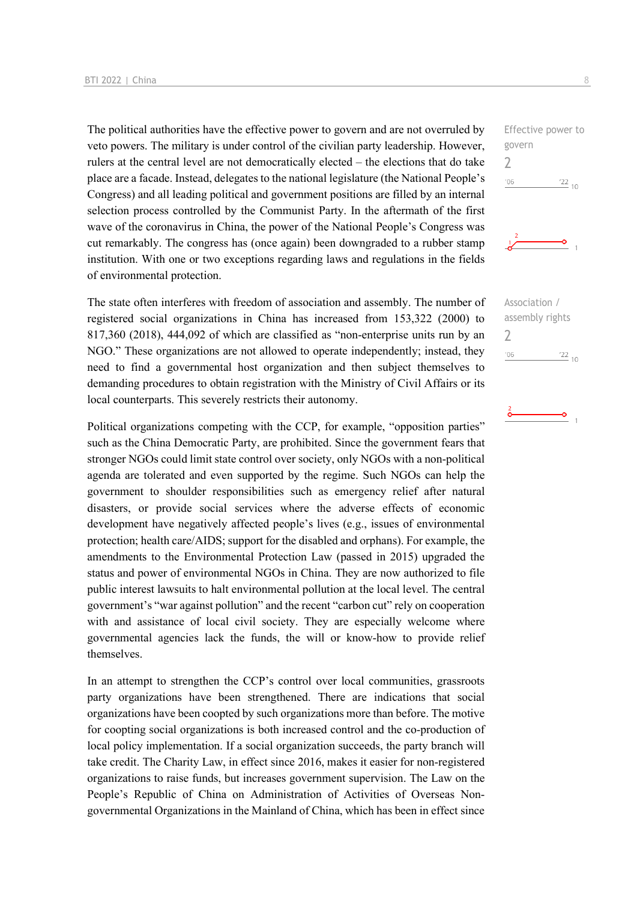The political authorities have the effective power to govern and are not overruled by veto powers. The military is under control of the civilian party leadership. However, rulers at the central level are not democratically elected – the elections that do take place are a facade. Instead, delegates to the national legislature (the National People's Congress) and all leading political and government positions are filled by an internal selection process controlled by the Communist Party. In the aftermath of the first wave of the coronavirus in China, the power of the National People's Congress was cut remarkably. The congress has (once again) been downgraded to a rubber stamp institution. With one or two exceptions regarding laws and regulations in the fields of environmental protection.

Effective power to govern
2

The state often interferes with freedom of association and assembly. The number of registered social organizations in China has increased from 153,322 (2000) to 817,360 (2018), 444,092 of which are classified as "non-enterprise units run by an NGO." These organizations are not allowed to operate independently; instead, they need to find a governmental host organization and then subject themselves to demanding procedures to obtain registration with the Ministry of Civil Affairs or its local counterparts. This severely restricts their autonomy.

Association / assembly rights
2

Political organizations competing with the CCP, for example, "opposition parties" such as the China Democratic Party, are prohibited. Since the government fears that stronger NGOs could limit state control over society, only NGOs with a non-political agenda are tolerated and even supported by the regime. Such NGOs can help the government to shoulder responsibilities such as emergency relief after natural disasters, or provide social services where the adverse effects of economic development have negatively affected people's lives (e.g., issues of environmental protection; health care/AIDS; support for the disabled and orphans). For example, the amendments to the Environmental Protection Law (passed in 2015) upgraded the status and power of environmental NGOs in China. They are now authorized to file public interest lawsuits to halt environmental pollution at the local level. The central government's "war against pollution" and the recent "carbon cut" rely on cooperation with and assistance of local civil society. They are especially welcome where governmental agencies lack the funds, the will or know-how to provide relief themselves.

In an attempt to strengthen the CCP's control over local communities, grassroots party organizations have been strengthened. There are indications that social organizations have been coopted by such organizations more than before. The motive for coopting social organizations is both increased control and the co-production of local policy implementation. If a social organization succeeds, the party branch will take credit. The Charity Law, in effect since 2016, makes it easier for non-registered organizations to raise funds, but increases government supervision. The Law on the People's Republic of China on Administration of Activities of Overseas Non-governmental Organizations in the Mainland of China, which has been in effect since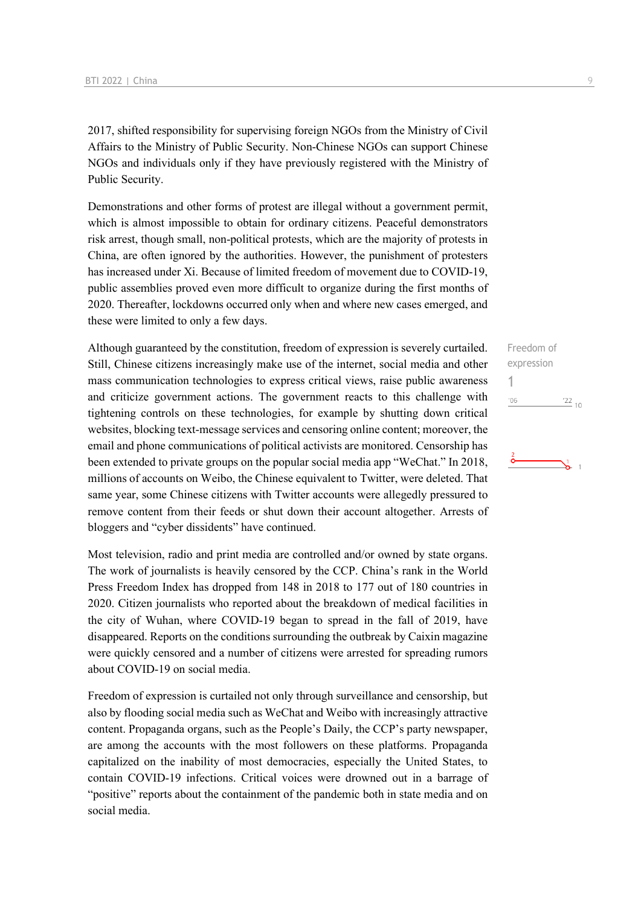2017, shifted responsibility for supervising foreign NGOs from the Ministry of Civil Affairs to the Ministry of Public Security. Non-Chinese NGOs can support Chinese NGOs and individuals only if they have previously registered with the Ministry of Public Security.

Demonstrations and other forms of protest are illegal without a government permit, which is almost impossible to obtain for ordinary citizens. Peaceful demonstrators risk arrest, though small, non-political protests, which are the majority of protests in China, are often ignored by the authorities. However, the punishment of protesters has increased under Xi. Because of limited freedom of movement due to COVID-19, public assemblies proved even more difficult to organize during the first months of 2020. Thereafter, lockdowns occurred only when and where new cases emerged, and these were limited to only a few days.

Freedom of expression

1

Although guaranteed by the constitution, freedom of expression is severely curtailed. Still, Chinese citizens increasingly make use of the internet, social media and other mass communication technologies to express critical views, raise public awareness and criticize government actions. The government reacts to this challenge with tightening controls on these technologies, for example by shutting down critical websites, blocking text-message services and censoring online content; moreover, the email and phone communications of political activists are monitored. Censorship has been extended to private groups on the popular social media app "WeChat." In 2018, millions of accounts on Weibo, the Chinese equivalent to Twitter, were deleted. That same year, some Chinese citizens with Twitter accounts were allegedly pressured to remove content from their feeds or shut down their account altogether. Arrests of bloggers and "cyber dissidents" have continued.

Most television, radio and print media are controlled and/or owned by state organs. The work of journalists is heavily censored by the CCP. China's rank in the World Press Freedom Index has dropped from 148 in 2018 to 177 out of 180 countries in 2020. Citizen journalists who reported about the breakdown of medical facilities in the city of Wuhan, where COVID-19 began to spread in the fall of 2019, have disappeared. Reports on the conditions surrounding the outbreak by Caixin magazine were quickly censored and a number of citizens were arrested for spreading rumors about COVID-19 on social media.

Freedom of expression is curtailed not only through surveillance and censorship, but also by flooding social media such as WeChat and Weibo with increasingly attractive content. Propaganda organs, such as the People's Daily, the CCP's party newspaper, are among the accounts with the most followers on these platforms. Propaganda capitalized on the inability of most democracies, especially the United States, to contain COVID-19 infections. Critical voices were drowned out in a barrage of "positive" reports about the containment of the pandemic both in state media and on social media.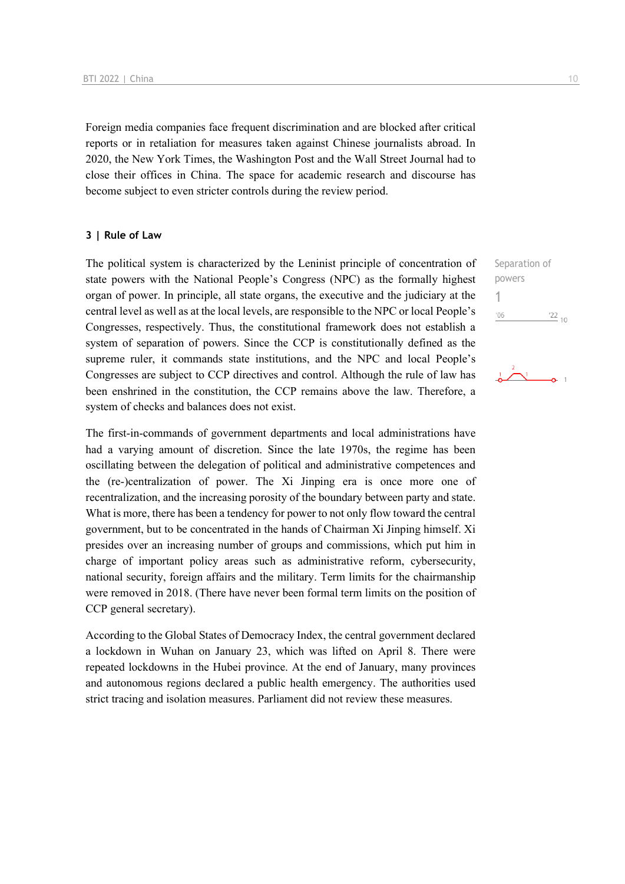Foreign media companies face frequent discrimination and are blocked after critical reports or in retaliation for measures taken against Chinese journalists abroad. In 2020, the New York Times, the Washington Post and the Wall Street Journal had to close their offices in China. The space for academic research and discourse has become subject to even stricter controls during the review period.

### 3 | Rule of Law

Separation of powers

1

The political system is characterized by the Leninist principle of concentration of state powers with the National People's Congress (NPC) as the formally highest organ of power. In principle, all state organs, the executive and the judiciary at the central level as well as at the local levels, are responsible to the NPC or local People's Congresses, respectively. Thus, the constitutional framework does not establish a system of separation of powers. Since the CCP is constitutionally defined as the supreme ruler, it commands state institutions, and the NPC and local People's Congresses are subject to CCP directives and control. Although the rule of law has been enshrined in the constitution, the CCP remains above the law. Therefore, a system of checks and balances does not exist.

The first-in-commands of government departments and local administrations have had a varying amount of discretion. Since the late 1970s, the regime has been oscillating between the delegation of political and administrative competences and the (re-)centralization of power. The Xi Jinping era is once more one of recentralization, and the increasing porosity of the boundary between party and state. What is more, there has been a tendency for power to not only flow toward the central government, but to be concentrated in the hands of Chairman Xi Jinping himself. Xi presides over an increasing number of groups and commissions, which put him in charge of important policy areas such as administrative reform, cybersecurity, national security, foreign affairs and the military. Term limits for the chairmanship were removed in 2018. (There have never been formal term limits on the position of CCP general secretary).

According to the Global States of Democracy Index, the central government declared a lockdown in Wuhan on January 23, which was lifted on April 8. There were repeated lockdowns in the Hubei province. At the end of January, many provinces and autonomous regions declared a public health emergency. The authorities used strict tracing and isolation measures. Parliament did not review these measures.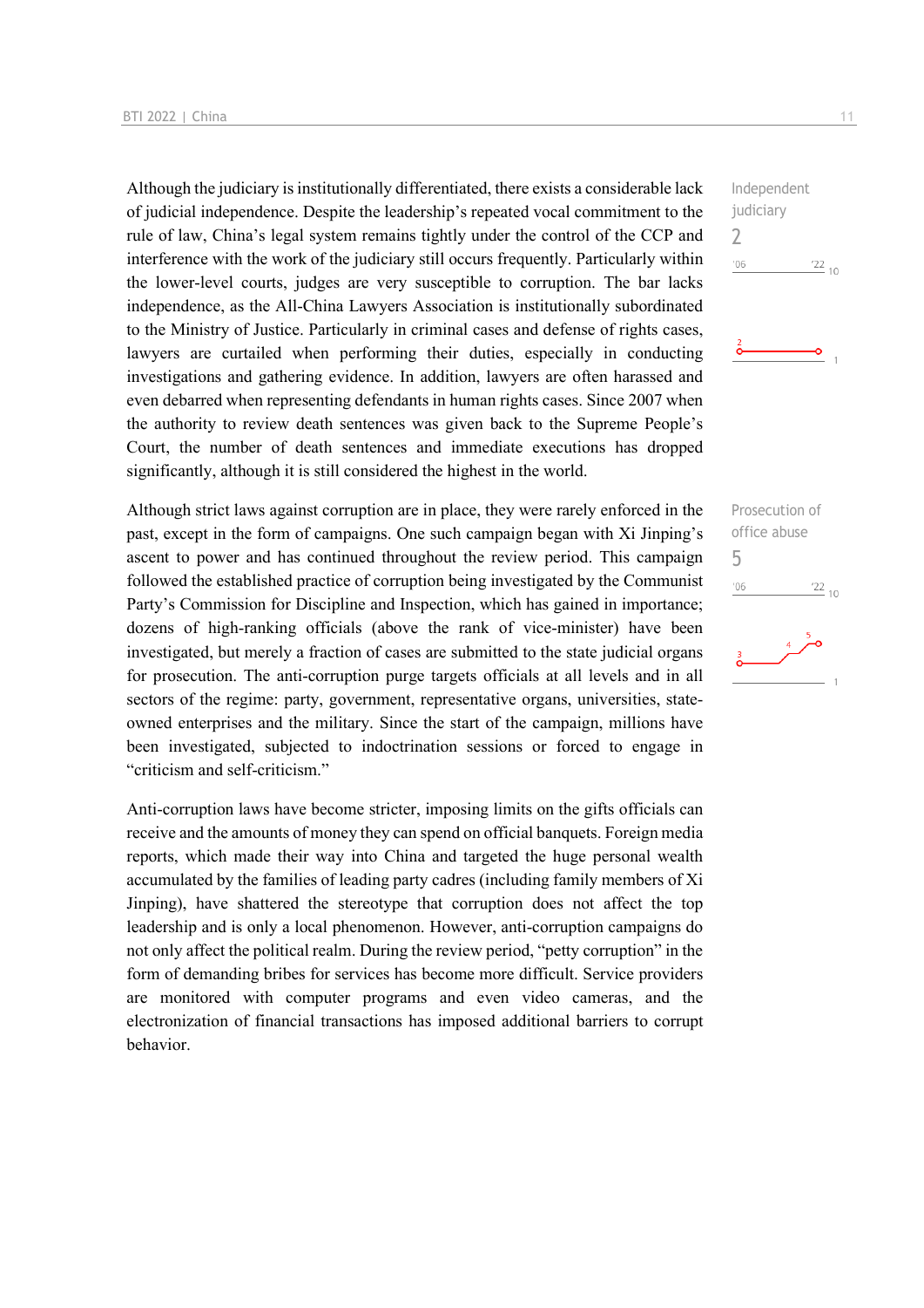Although the judiciary is institutionally differentiated, there exists a considerable lack of judicial independence. Despite the leadership's repeated vocal commitment to the rule of law, China's legal system remains tightly under the control of the CCP and interference with the work of the judiciary still occurs frequently. Particularly within the lower-level courts, judges are very susceptible to corruption. The bar lacks independence, as the All-China Lawyers Association is institutionally subordinated to the Ministry of Justice. Particularly in criminal cases and defense of rights cases, lawyers are curtailed when performing their duties, especially in conducting investigations and gathering evidence. In addition, lawyers are often harassed and even debarred when representing defendants in human rights cases. Since 2007 when the authority to review death sentences was given back to the Supreme People's Court, the number of death sentences and immediate executions has dropped significantly, although it is still considered the highest in the world.

Independent judiciary
2

Although strict laws against corruption are in place, they were rarely enforced in the past, except in the form of campaigns. One such campaign began with Xi Jinping's ascent to power and has continued throughout the review period. This campaign followed the established practice of corruption being investigated by the Communist Party's Commission for Discipline and Inspection, which has gained in importance; dozens of high-ranking officials (above the rank of vice-minister) have been investigated, but merely a fraction of cases are submitted to the state judicial organs for prosecution. The anti-corruption purge targets officials at all levels and in all sectors of the regime: party, government, representative organs, universities, state-owned enterprises and the military. Since the start of the campaign, millions have been investigated, subjected to indoctrination sessions or forced to engage in "criticism and self-criticism."

Prosecution of office abuse
5

Anti-corruption laws have become stricter, imposing limits on the gifts officials can receive and the amounts of money they can spend on official banquets. Foreign media reports, which made their way into China and targeted the huge personal wealth accumulated by the families of leading party cadres (including family members of Xi Jinping), have shattered the stereotype that corruption does not affect the top leadership and is only a local phenomenon. However, anti-corruption campaigns do not only affect the political realm. During the review period, "petty corruption" in the form of demanding bribes for services has become more difficult. Service providers are monitored with computer programs and even video cameras, and the electronization of financial transactions has imposed additional barriers to corrupt behavior.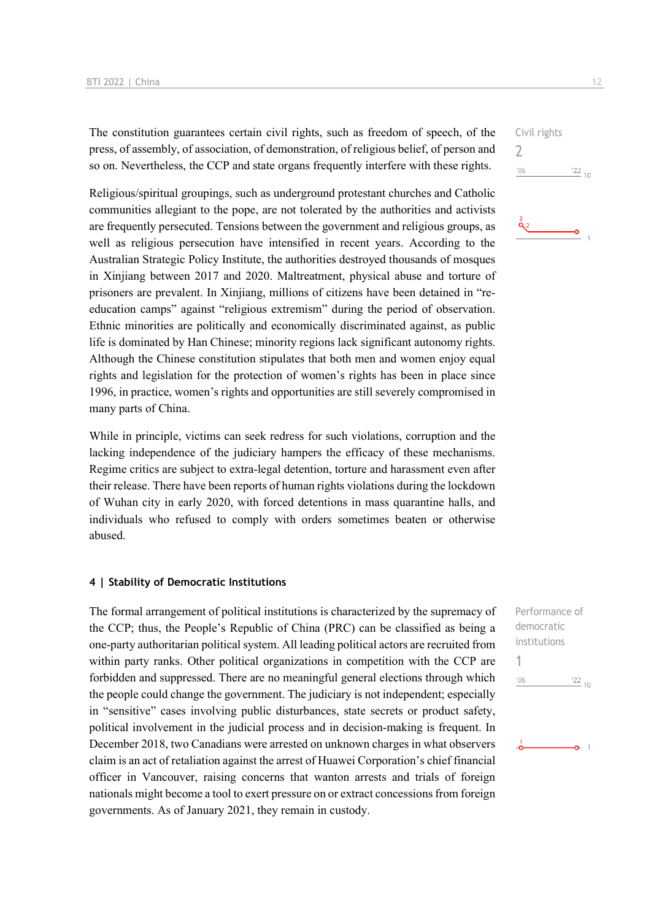The constitution guarantees certain civil rights, such as freedom of speech, of the press, of assembly, of association, of demonstration, of religious belief, of person and so on. Nevertheless, the CCP and state organs frequently interfere with these rights.

Civil rights
2

Religious/spiritual groupings, such as underground protestant churches and Catholic communities allegiant to the pope, are not tolerated by the authorities and activists are frequently persecuted. Tensions between the government and religious groups, as well as religious persecution have intensified in recent years. According to the Australian Strategic Policy Institute, the authorities destroyed thousands of mosques in Xinjiang between 2017 and 2020. Maltreatment, physical abuse and torture of prisoners are prevalent. In Xinjiang, millions of citizens have been detained in "re-education camps" against "religious extremism" during the period of observation. Ethnic minorities are politically and economically discriminated against, as public life is dominated by Han Chinese; minority regions lack significant autonomy rights. Although the Chinese constitution stipulates that both men and women enjoy equal rights and legislation for the protection of women's rights has been in place since 1996, in practice, women's rights and opportunities are still severely compromised in many parts of China.

While in principle, victims can seek redress for such violations, corruption and the lacking independence of the judiciary hampers the efficacy of these mechanisms. Regime critics are subject to extra-legal detention, torture and harassment even after their release. There have been reports of human rights violations during the lockdown of Wuhan city in early 2020, with forced detentions in mass quarantine halls, and individuals who refused to comply with orders sometimes beaten or otherwise abused.

#### 4 | Stability of Democratic Institutions

The formal arrangement of political institutions is characterized by the supremacy of the CCP; thus, the People's Republic of China (PRC) can be classified as being a one-party authoritarian political system. All leading political actors are recruited from within party ranks. Other political organizations in competition with the CCP are forbidden and suppressed. There are no meaningful general elections through which the people could change the government. The judiciary is not independent; especially in "sensitive" cases involving public disturbances, state secrets or product safety, political involvement in the judicial process and in decision-making is frequent. In December 2018, two Canadians were arrested on unknown charges in what observers claim is an act of retaliation against the arrest of Huawei Corporation's chief financial officer in Vancouver, raising concerns that wanton arrests and trials of foreign nationals might become a tool to exert pressure on or extract concessions from foreign governments. As of January 2021, they remain in custody.

Performance of democratic institutions
1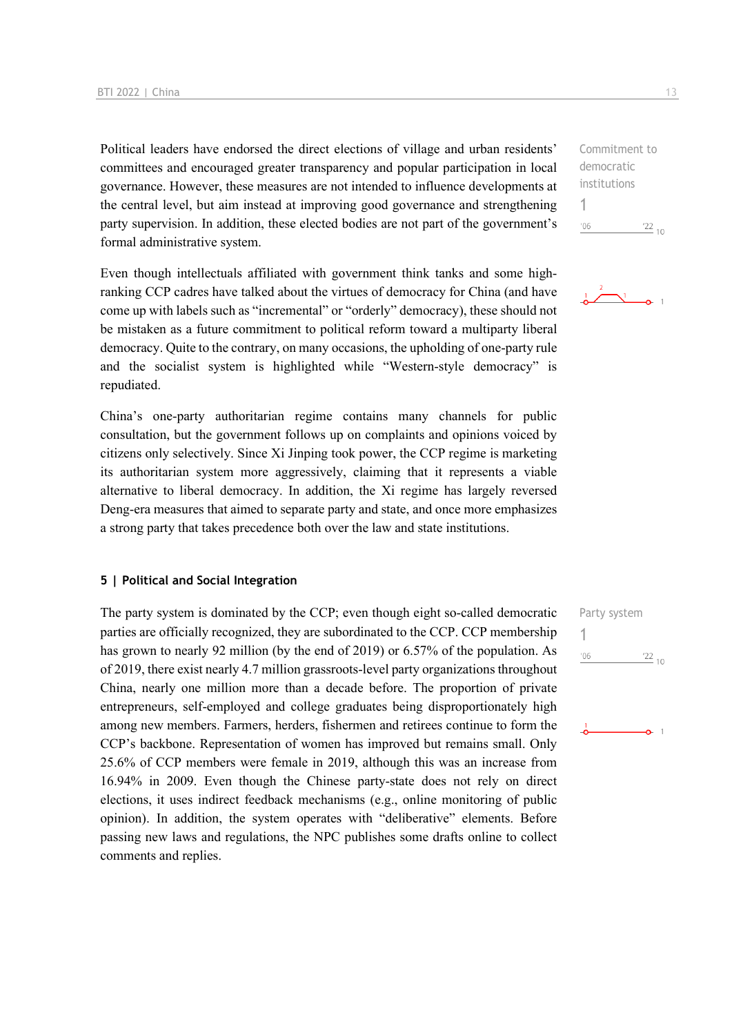Political leaders have endorsed the direct elections of village and urban residents' committees and encouraged greater transparency and popular participation in local governance. However, these measures are not intended to influence developments at the central level, but aim instead at improving good governance and strengthening party supervision. In addition, these elected bodies are not part of the government's formal administrative system.

Commitment to democratic institutions
1

Even though intellectuals affiliated with government think tanks and some high-ranking CCP cadres have talked about the virtues of democracy for China (and have come up with labels such as "incremental" or "orderly" democracy), these should not be mistaken as a future commitment to political reform toward a multiparty liberal democracy. Quite to the contrary, on many occasions, the upholding of one-party rule and the socialist system is highlighted while "Western-style democracy" is repudiated.

China's one-party authoritarian regime contains many channels for public consultation, but the government follows up on complaints and opinions voiced by citizens only selectively. Since Xi Jinping took power, the CCP regime is marketing its authoritarian system more aggressively, claiming that it represents a viable alternative to liberal democracy. In addition, the Xi regime has largely reversed Deng-era measures that aimed to separate party and state, and once more emphasizes a strong party that takes precedence both over the law and state institutions.

## 5 | Political and Social Integration

Party system
1

The party system is dominated by the CCP; even though eight so-called democratic parties are officially recognized, they are subordinated to the CCP. CCP membership has grown to nearly 92 million (by the end of 2019) or 6.57% of the population. As of 2019, there exist nearly 4.7 million grassroots-level party organizations throughout China, nearly one million more than a decade before. The proportion of private entrepreneurs, self-employed and college graduates being disproportionately high among new members. Farmers, herders, fishermen and retirees continue to form the CCP's backbone. Representation of women has improved but remains small. Only 25.6% of CCP members were female in 2019, although this was an increase from 16.94% in 2009. Even though the Chinese party-state does not rely on direct elections, it uses indirect feedback mechanisms (e.g., online monitoring of public opinion). In addition, the system operates with "deliberative" elements. Before passing new laws and regulations, the NPC publishes some drafts online to collect comments and replies.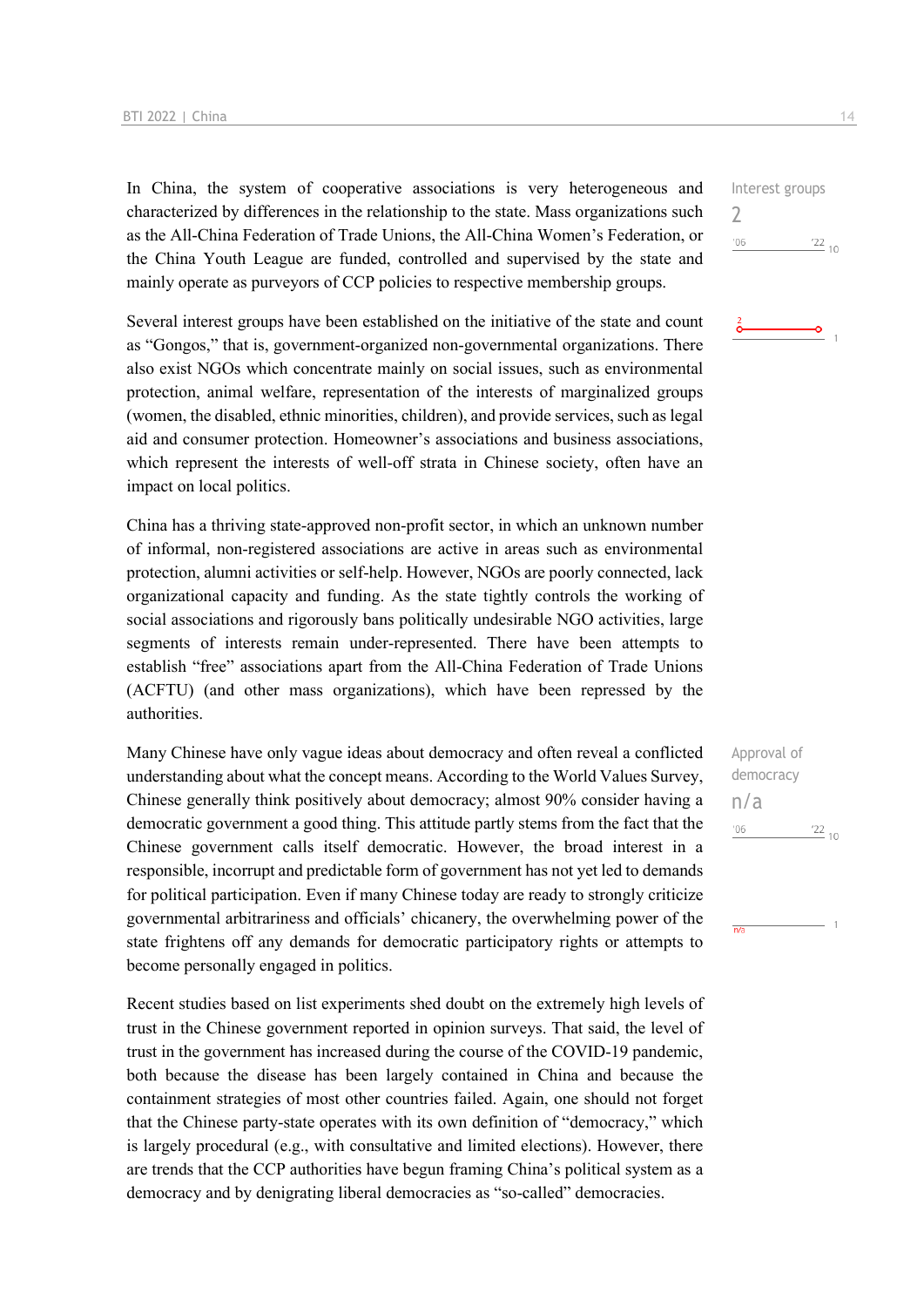In China, the system of cooperative associations is very heterogeneous and characterized by differences in the relationship to the state. Mass organizations such as the All-China Federation of Trade Unions, the All-China Women's Federation, or the China Youth League are funded, controlled and supervised by the state and mainly operate as purveyors of CCP policies to respective membership groups.

Interest groups
2

Several interest groups have been established on the initiative of the state and count as "Gongos," that is, government-organized non-governmental organizations. There also exist NGOs which concentrate mainly on social issues, such as environmental protection, animal welfare, representation of the interests of marginalized groups (women, the disabled, ethnic minorities, children), and provide services, such as legal aid and consumer protection. Homeowner's associations and business associations, which represent the interests of well-off strata in Chinese society, often have an impact on local politics.

China has a thriving state-approved non-profit sector, in which an unknown number of informal, non-registered associations are active in areas such as environmental protection, alumni activities or self-help. However, NGOs are poorly connected, lack organizational capacity and funding. As the state tightly controls the working of social associations and rigorously bans politically undesirable NGO activities, large segments of interests remain under-represented. There have been attempts to establish "free" associations apart from the All-China Federation of Trade Unions (ACFTU) (and other mass organizations), which have been repressed by the authorities.

Many Chinese have only vague ideas about democracy and often reveal a conflicted understanding about what the concept means. According to the World Values Survey, Chinese generally think positively about democracy; almost 90% consider having a democratic government a good thing. This attitude partly stems from the fact that the Chinese government calls itself democratic. However, the broad interest in a responsible, incorrupt and predictable form of government has not yet led to demands for political participation. Even if many Chinese today are ready to strongly criticize governmental arbitrariness and officials' chicanery, the overwhelming power of the state frightens off any demands for democratic participatory rights or attempts to become personally engaged in politics.

Approval of democracy
n/a

Recent studies based on list experiments shed doubt on the extremely high levels of trust in the Chinese government reported in opinion surveys. That said, the level of trust in the government has increased during the course of the COVID-19 pandemic, both because the disease has been largely contained in China and because the containment strategies of most other countries failed. Again, one should not forget that the Chinese party-state operates with its own definition of "democracy," which is largely procedural (e.g., with consultative and limited elections). However, there are trends that the CCP authorities have begun framing China's political system as a democracy and by denigrating liberal democracies as "so-called" democracies.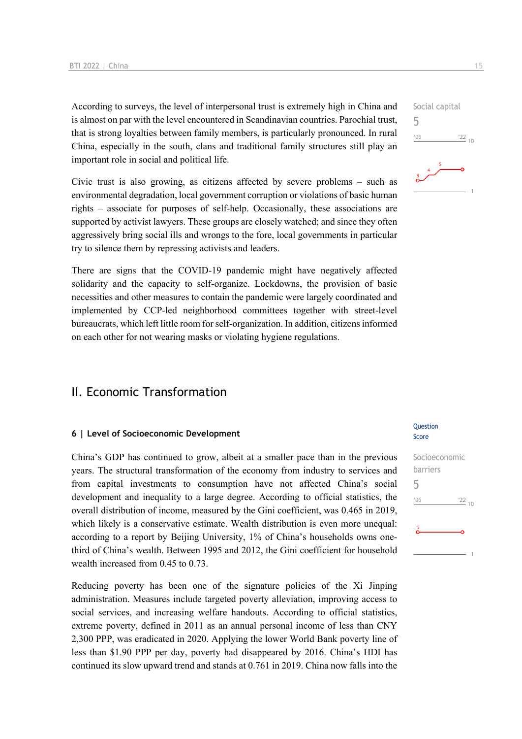According to surveys, the level of interpersonal trust is extremely high in China and is almost on par with the level encountered in Scandinavian countries. Parochial trust, that is strong loyalties between family members, is particularly pronounced. In rural China, especially in the south, clans and traditional family structures still play an important role in social and political life.

Social capital
5

Civic trust is also growing, as citizens affected by severe problems – such as environmental degradation, local government corruption or violations of basic human rights – associate for purposes of self-help. Occasionally, these associations are supported by activist lawyers. These groups are closely watched; and since they often aggressively bring social ills and wrongs to the fore, local governments in particular try to silence them by repressing activists and leaders.

There are signs that the COVID-19 pandemic might have negatively affected solidarity and the capacity to self-organize. Lockdowns, the provision of basic necessities and other measures to contain the pandemic were largely coordinated and implemented by CCP-led neighborhood committees together with street-level bureaucrats, which left little room for self-organization. In addition, citizens informed on each other for not wearing masks or violating hygiene regulations.

## II. Economic Transformation

### 6 | Level of Socioeconomic Development

Question Score

China's GDP has continued to grow, albeit at a smaller pace than in the previous years. The structural transformation of the economy from industry to services and from capital investments to consumption have not affected China's social development and inequality to a large degree. According to official statistics, the overall distribution of income, measured by the Gini coefficient, was 0.465 in 2019, which likely is a conservative estimate. Wealth distribution is even more unequal: according to a report by Beijing University, 1% of China's households owns one-third of China's wealth. Between 1995 and 2012, the Gini coefficient for household wealth increased from 0.45 to 0.73.

Socioeconomic barriers
5

Reducing poverty has been one of the signature policies of the Xi Jinping administration. Measures include targeted poverty alleviation, improving access to social services, and increasing welfare handouts. According to official statistics, extreme poverty, defined in 2011 as an annual personal income of less than CNY 2,300 PPP, was eradicated in 2020. Applying the lower World Bank poverty line of less than $1.90 PPP per day, poverty had disappeared by 2016. China's HDI has continued its slow upward trend and stands at 0.761 in 2019. China now falls into the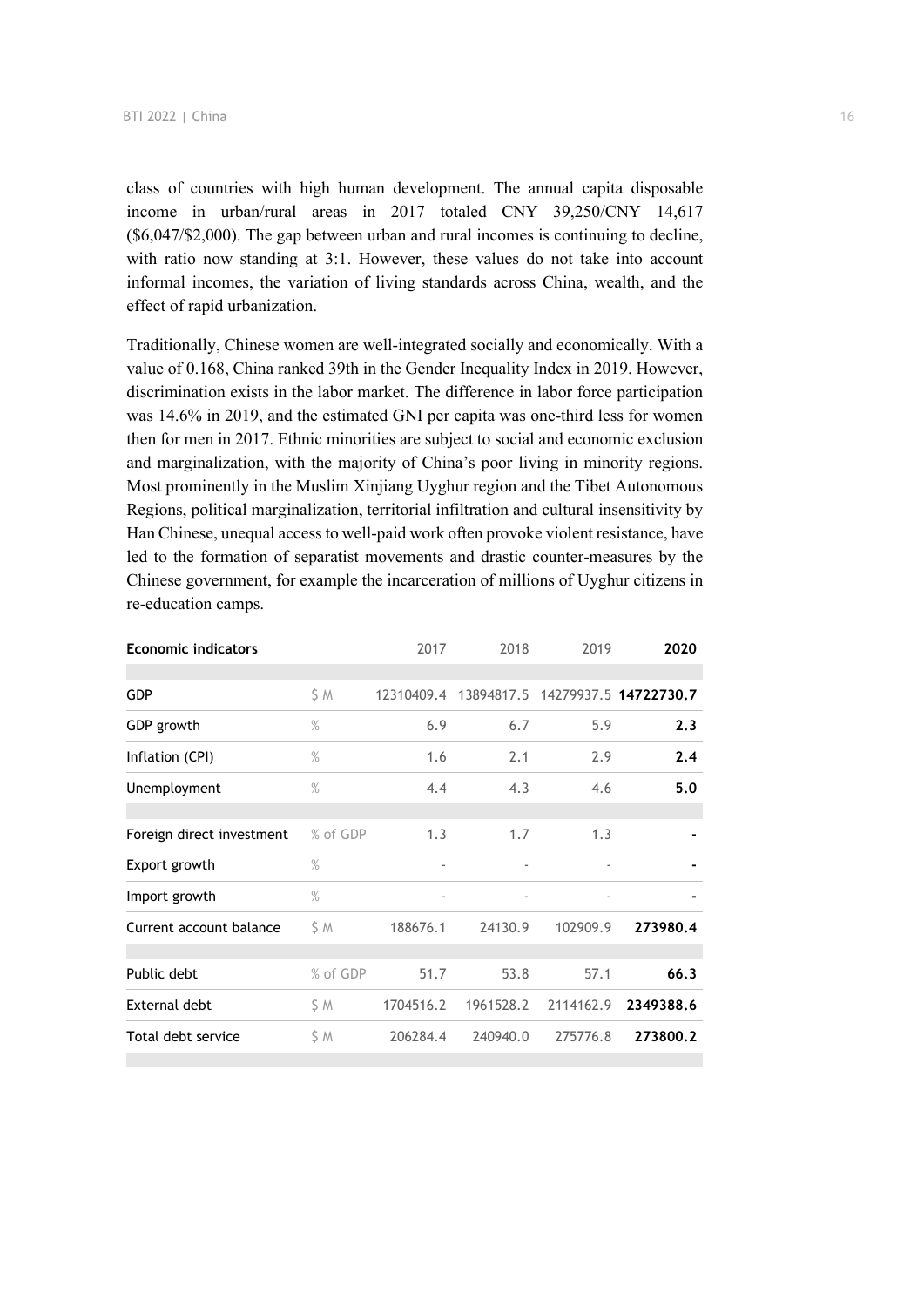class of countries with high human development. The annual capita disposable income in urban/rural areas in 2017 totaled CNY 39,250/CNY 14,617 ($6,047/$2,000). The gap between urban and rural incomes is continuing to decline, with ratio now standing at 3:1. However, these values do not take into account informal incomes, the variation of living standards across China, wealth, and the effect of rapid urbanization.

Traditionally, Chinese women are well-integrated socially and economically. With a value of 0.168, China ranked 39th in the Gender Inequality Index in 2019. However, discrimination exists in the labor market. The difference in labor force participation was 14.6% in 2019, and the estimated GNI per capita was one-third less for women then for men in 2017. Ethnic minorities are subject to social and economic exclusion and marginalization, with the majority of China's poor living in minority regions. Most prominently in the Muslim Xinjiang Uyghur region and the Tibet Autonomous Regions, political marginalization, territorial infiltration and cultural insensitivity by Han Chinese, unequal access to well-paid work often provoke violent resistance, have led to the formation of separatist movements and drastic counter-measures by the Chinese government, for example the incarceration of millions of Uyghur citizens in re-education camps.

| Economic indicators | | 2017 | 2018 | 2019 | 2020 |
|---|---|---|---|---|---|
| GDP | $ M | 12310409.4 | 13894817.5 | 14279937.5 | **14722730.7** |
| GDP growth | % | 6.9 | 6.7 | 5.9 | **2.3** |
| Inflation (CPI) | % | 1.6 | 2.1 | 2.9 | **2.4** |
| Unemployment | % | 4.4 | 4.3 | 4.6 | **5.0** |
| Foreign direct investment | % of GDP | 1.3 | 1.7 | 1.3 | **-** |
| Export growth | % | - | - | - | **-** |
| Import growth | % | - | - | - | **-** |
| Current account balance | $ M | 188676.1 | 24130.9 | 102909.9 | **273980.4** |
| Public debt | % of GDP | 51.7 | 53.8 | 57.1 | **66.3** |
| External debt | $ M | 1704516.2 | 1961528.2 | 2114162.9 | **2349388.6** |
| Total debt service | $ M | 206284.4 | 240940.0 | 275776.8 | **273800.2** |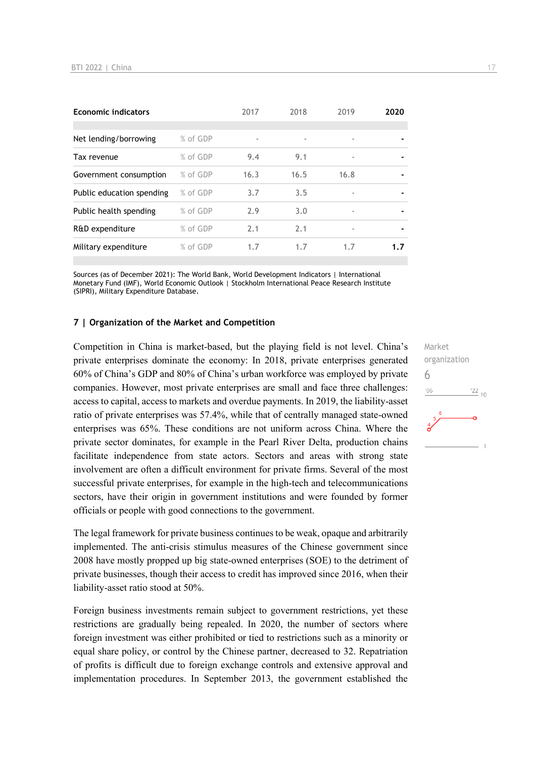| Economic indicators | | 2017 | 2018 | 2019 | 2020 |
|---|---|---|---|---|---|
| Net lending/borrowing | % of GDP | - | - | - | - |
| Tax revenue | % of GDP | 9.4 | 9.1 | - | - |
| Government consumption | % of GDP | 16.3 | 16.5 | 16.8 | - |
| Public education spending | % of GDP | 3.7 | 3.5 | - | - |
| Public health spending | % of GDP | 2.9 | 3.0 | - | - |
| R&D expenditure | % of GDP | 2.1 | 2.1 | - | - |
| Military expenditure | % of GDP | 1.7 | 1.7 | 1.7 | 1.7 |

Sources (as of December 2021): The World Bank, World Development Indicators | International Monetary Fund (IMF), World Economic Outlook | Stockholm International Peace Research Institute (SIPRI), Military Expenditure Database.

## 7 | Organization of the Market and Competition

Market organization
6

Competition in China is market-based, but the playing field is not level. China's private enterprises dominate the economy: In 2018, private enterprises generated 60% of China's GDP and 80% of China's urban workforce was employed by private companies. However, most private enterprises are small and face three challenges: access to capital, access to markets and overdue payments. In 2019, the liability-asset ratio of private enterprises was 57.4%, while that of centrally managed state-owned enterprises was 65%. These conditions are not uniform across China. Where the private sector dominates, for example in the Pearl River Delta, production chains facilitate independence from state actors. Sectors and areas with strong state involvement are often a difficult environment for private firms. Several of the most successful private enterprises, for example in the high-tech and telecommunications sectors, have their origin in government institutions and were founded by former officials or people with good connections to the government.

The legal framework for private business continues to be weak, opaque and arbitrarily implemented. The anti-crisis stimulus measures of the Chinese government since 2008 have mostly propped up big state-owned enterprises (SOE) to the detriment of private businesses, though their access to credit has improved since 2016, when their liability-asset ratio stood at 50%.

Foreign business investments remain subject to government restrictions, yet these restrictions are gradually being repealed. In 2020, the number of sectors where foreign investment was either prohibited or tied to restrictions such as a minority or equal share policy, or control by the Chinese partner, decreased to 32. Repatriation of profits is difficult due to foreign exchange controls and extensive approval and implementation procedures. In September 2013, the government established the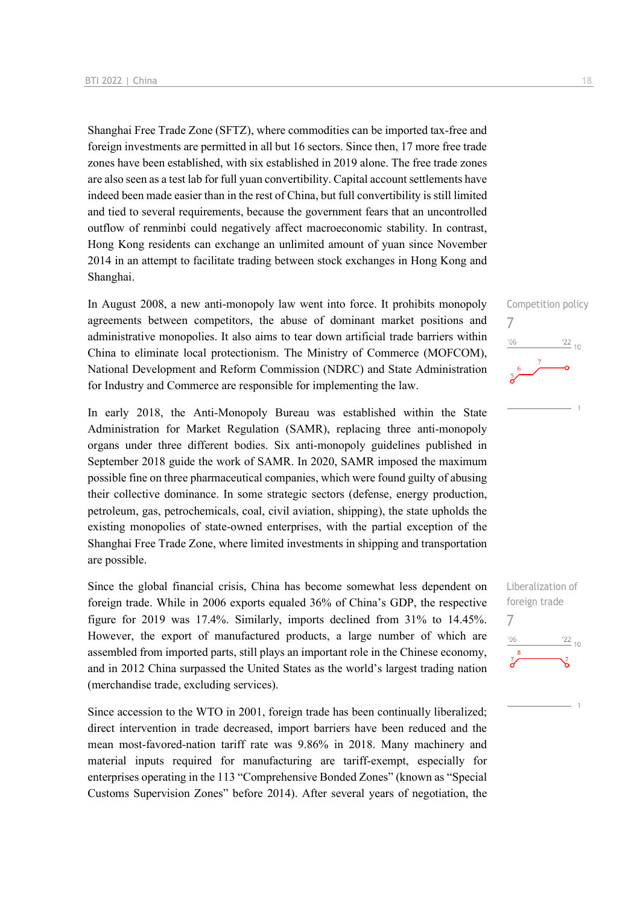Shanghai Free Trade Zone (SFTZ), where commodities can be imported tax-free and foreign investments are permitted in all but 16 sectors. Since then, 17 more free trade zones have been established, with six established in 2019 alone. The free trade zones are also seen as a test lab for full yuan convertibility. Capital account settlements have indeed been made easier than in the rest of China, but full convertibility is still limited and tied to several requirements, because the government fears that an uncontrolled outflow of renminbi could negatively affect macroeconomic stability. In contrast, Hong Kong residents can exchange an unlimited amount of yuan since November 2014 in an attempt to facilitate trading between stock exchanges in Hong Kong and Shanghai.

Competition policy
7

In August 2008, a new anti-monopoly law went into force. It prohibits monopoly agreements between competitors, the abuse of dominant market positions and administrative monopolies. It also aims to tear down artificial trade barriers within China to eliminate local protectionism. The Ministry of Commerce (MOFCOM), National Development and Reform Commission (NDRC) and State Administration for Industry and Commerce are responsible for implementing the law.

In early 2018, the Anti-Monopoly Bureau was established within the State Administration for Market Regulation (SAMR), replacing three anti-monopoly organs under three different bodies. Six anti-monopoly guidelines published in September 2018 guide the work of SAMR. In 2020, SAMR imposed the maximum possible fine on three pharmaceutical companies, which were found guilty of abusing their collective dominance. In some strategic sectors (defense, energy production, petroleum, gas, petrochemicals, coal, civil aviation, shipping), the state upholds the existing monopolies of state-owned enterprises, with the partial exception of the Shanghai Free Trade Zone, where limited investments in shipping and transportation are possible.

Liberalization of foreign trade
7

Since the global financial crisis, China has become somewhat less dependent on foreign trade. While in 2006 exports equaled 36% of China's GDP, the respective figure for 2019 was 17.4%. Similarly, imports declined from 31% to 14.45%. However, the export of manufactured products, a large number of which are assembled from imported parts, still plays an important role in the Chinese economy, and in 2012 China surpassed the United States as the world's largest trading nation (merchandise trade, excluding services).

Since accession to the WTO in 2001, foreign trade has been continually liberalized; direct intervention in trade decreased, import barriers have been reduced and the mean most-favored-nation tariff rate was 9.86% in 2018. Many machinery and material inputs required for manufacturing are tariff-exempt, especially for enterprises operating in the 113 "Comprehensive Bonded Zones" (known as "Special Customs Supervision Zones" before 2014). After several years of negotiation, the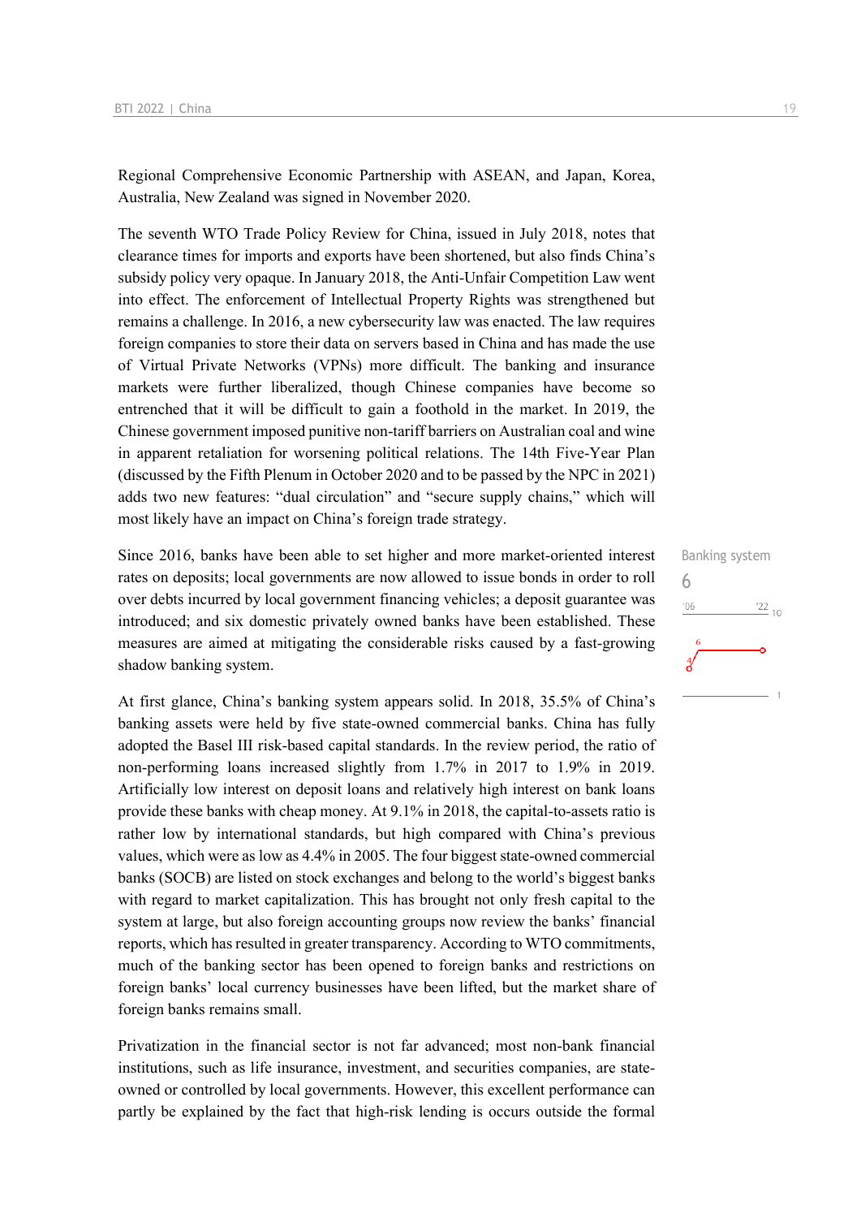Regional Comprehensive Economic Partnership with ASEAN, and Japan, Korea, Australia, New Zealand was signed in November 2020.

The seventh WTO Trade Policy Review for China, issued in July 2018, notes that clearance times for imports and exports have been shortened, but also finds China's subsidy policy very opaque. In January 2018, the Anti-Unfair Competition Law went into effect. The enforcement of Intellectual Property Rights was strengthened but remains a challenge. In 2016, a new cybersecurity law was enacted. The law requires foreign companies to store their data on servers based in China and has made the use of Virtual Private Networks (VPNs) more difficult. The banking and insurance markets were further liberalized, though Chinese companies have become so entrenched that it will be difficult to gain a foothold in the market. In 2019, the Chinese government imposed punitive non-tariff barriers on Australian coal and wine in apparent retaliation for worsening political relations. The 14th Five-Year Plan (discussed by the Fifth Plenum in October 2020 and to be passed by the NPC in 2021) adds two new features: "dual circulation" and "secure supply chains," which will most likely have an impact on China's foreign trade strategy.

Banking system
6

Since 2016, banks have been able to set higher and more market-oriented interest rates on deposits; local governments are now allowed to issue bonds in order to roll over debts incurred by local government financing vehicles; a deposit guarantee was introduced; and six domestic privately owned banks have been established. These measures are aimed at mitigating the considerable risks caused by a fast-growing shadow banking system.

At first glance, China's banking system appears solid. In 2018, 35.5% of China's banking assets were held by five state-owned commercial banks. China has fully adopted the Basel III risk-based capital standards. In the review period, the ratio of non-performing loans increased slightly from 1.7% in 2017 to 1.9% in 2019. Artificially low interest on deposit loans and relatively high interest on bank loans provide these banks with cheap money. At 9.1% in 2018, the capital-to-assets ratio is rather low by international standards, but high compared with China's previous values, which were as low as 4.4% in 2005. The four biggest state-owned commercial banks (SOCB) are listed on stock exchanges and belong to the world's biggest banks with regard to market capitalization. This has brought not only fresh capital to the system at large, but also foreign accounting groups now review the banks' financial reports, which has resulted in greater transparency. According to WTO commitments, much of the banking sector has been opened to foreign banks and restrictions on foreign banks' local currency businesses have been lifted, but the market share of foreign banks remains small.

Privatization in the financial sector is not far advanced; most non-bank financial institutions, such as life insurance, investment, and securities companies, are state-owned or controlled by local governments. However, this excellent performance can partly be explained by the fact that high-risk lending is occurs outside the formal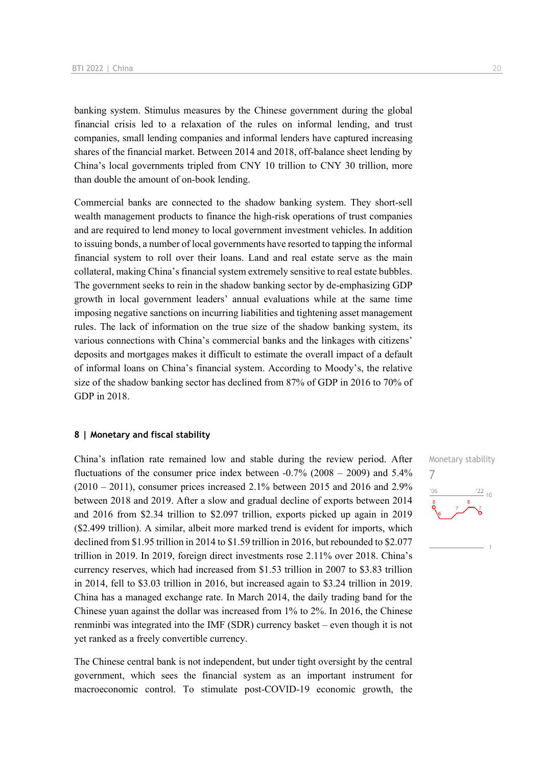banking system. Stimulus measures by the Chinese government during the global financial crisis led to a relaxation of the rules on informal lending, and trust companies, small lending companies and informal lenders have captured increasing shares of the financial market. Between 2014 and 2018, off-balance sheet lending by China's local governments tripled from CNY 10 trillion to CNY 30 trillion, more than double the amount of on-book lending.

Commercial banks are connected to the shadow banking system. They short-sell wealth management products to finance the high-risk operations of trust companies and are required to lend money to local government investment vehicles. In addition to issuing bonds, a number of local governments have resorted to tapping the informal financial system to roll over their loans. Land and real estate serve as the main collateral, making China's financial system extremely sensitive to real estate bubbles. The government seeks to rein in the shadow banking sector by de-emphasizing GDP growth in local government leaders' annual evaluations while at the same time imposing negative sanctions on incurring liabilities and tightening asset management rules. The lack of information on the true size of the shadow banking system, its various connections with China's commercial banks and the linkages with citizens' deposits and mortgages makes it difficult to estimate the overall impact of a default of informal loans on China's financial system. According to Moody's, the relative size of the shadow banking sector has declined from 87% of GDP in 2016 to 70% of GDP in 2018.

## 8 | Monetary and fiscal stability

Monetary stability

7

China's inflation rate remained low and stable during the review period. After fluctuations of the consumer price index between -0.7% (2008 – 2009) and 5.4% (2010 – 2011), consumer prices increased 2.1% between 2015 and 2016 and 2.9% between 2018 and 2019. After a slow and gradual decline of exports between 2014 and 2016 from $2.34 trillion to $2.097 trillion, exports picked up again in 2019 ($2.499 trillion). A similar, albeit more marked trend is evident for imports, which declined from $1.95 trillion in 2014 to $1.59 trillion in 2016, but rebounded to $2.077 trillion in 2019. In 2019, foreign direct investments rose 2.11% over 2018. China's currency reserves, which had increased from $1.53 trillion in 2007 to $3.83 trillion in 2014, fell to $3.03 trillion in 2016, but increased again to $3.24 trillion in 2019. China has a managed exchange rate. In March 2014, the daily trading band for the Chinese yuan against the dollar was increased from 1% to 2%. In 2016, the Chinese renminbi was integrated into the IMF (SDR) currency basket – even though it is not yet ranked as a freely convertible currency.

The Chinese central bank is not independent, but under tight oversight by the central government, which sees the financial system as an important instrument for macroeconomic control. To stimulate post-COVID-19 economic growth, the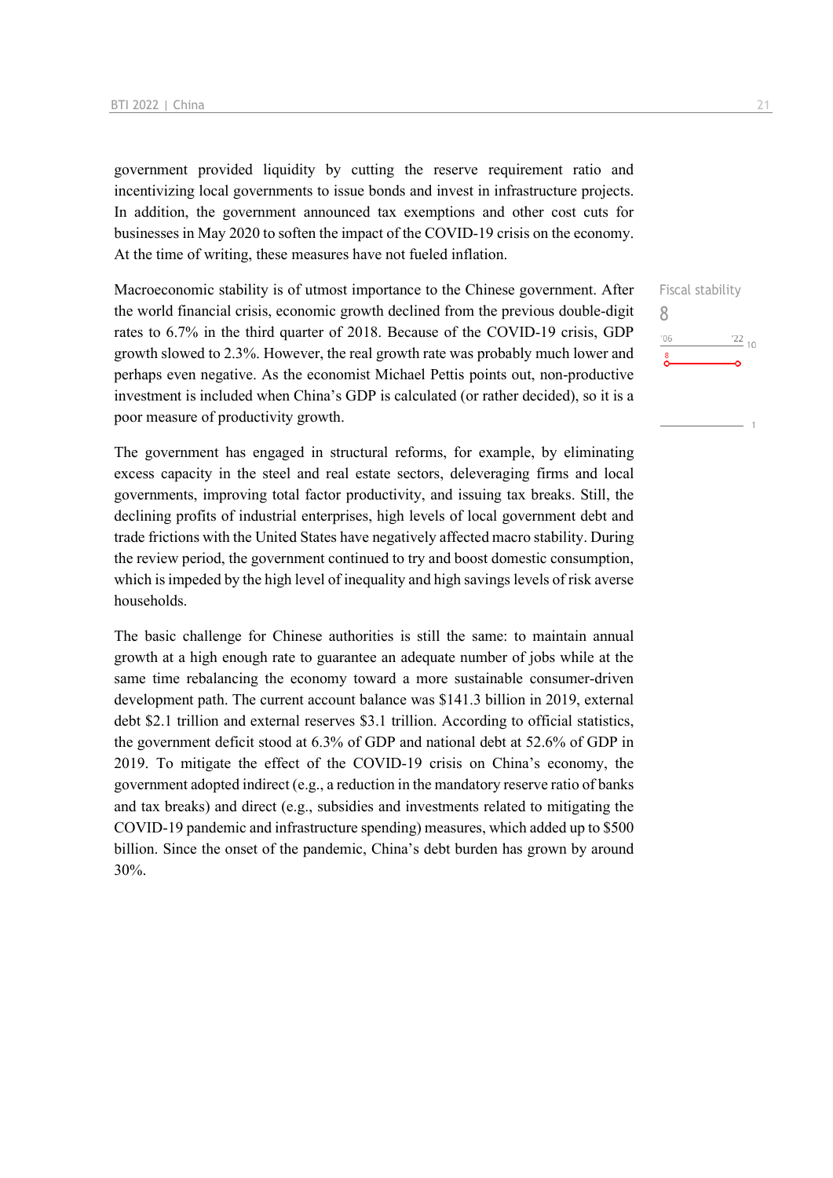government provided liquidity by cutting the reserve requirement ratio and incentivizing local governments to issue bonds and invest in infrastructure projects. In addition, the government announced tax exemptions and other cost cuts for businesses in May 2020 to soften the impact of the COVID-19 crisis on the economy. At the time of writing, these measures have not fueled inflation.

Fiscal stability
8

Macroeconomic stability is of utmost importance to the Chinese government. After the world financial crisis, economic growth declined from the previous double-digit rates to 6.7% in the third quarter of 2018. Because of the COVID-19 crisis, GDP growth slowed to 2.3%. However, the real growth rate was probably much lower and perhaps even negative. As the economist Michael Pettis points out, non-productive investment is included when China's GDP is calculated (or rather decided), so it is a poor measure of productivity growth.

The government has engaged in structural reforms, for example, by eliminating excess capacity in the steel and real estate sectors, deleveraging firms and local governments, improving total factor productivity, and issuing tax breaks. Still, the declining profits of industrial enterprises, high levels of local government debt and trade frictions with the United States have negatively affected macro stability. During the review period, the government continued to try and boost domestic consumption, which is impeded by the high level of inequality and high savings levels of risk averse households.

The basic challenge for Chinese authorities is still the same: to maintain annual growth at a high enough rate to guarantee an adequate number of jobs while at the same time rebalancing the economy toward a more sustainable consumer-driven development path. The current account balance was $141.3 billion in 2019, external debt $2.1 trillion and external reserves $3.1 trillion. According to official statistics, the government deficit stood at 6.3% of GDP and national debt at 52.6% of GDP in 2019. To mitigate the effect of the COVID-19 crisis on China's economy, the government adopted indirect (e.g., a reduction in the mandatory reserve ratio of banks and tax breaks) and direct (e.g., subsidies and investments related to mitigating the COVID-19 pandemic and infrastructure spending) measures, which added up to $500 billion. Since the onset of the pandemic, China's debt burden has grown by around 30%.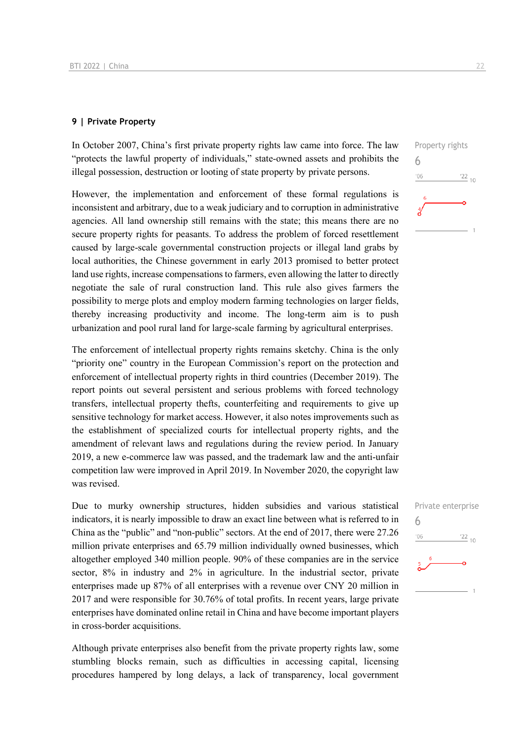## 9 | Private Property

In October 2007, China's first private property rights law came into force. The law "protects the lawful property of individuals," state-owned assets and prohibits the illegal possession, destruction or looting of state property by private persons.

Property rights
6

However, the implementation and enforcement of these formal regulations is inconsistent and arbitrary, due to a weak judiciary and to corruption in administrative agencies. All land ownership still remains with the state; this means there are no secure property rights for peasants. To address the problem of forced resettlement caused by large-scale governmental construction projects or illegal land grabs by local authorities, the Chinese government in early 2013 promised to better protect land use rights, increase compensations to farmers, even allowing the latter to directly negotiate the sale of rural construction land. This rule also gives farmers the possibility to merge plots and employ modern farming technologies on larger fields, thereby increasing productivity and income. The long-term aim is to push urbanization and pool rural land for large-scale farming by agricultural enterprises.

The enforcement of intellectual property rights remains sketchy. China is the only "priority one" country in the European Commission's report on the protection and enforcement of intellectual property rights in third countries (December 2019). The report points out several persistent and serious problems with forced technology transfers, intellectual property thefts, counterfeiting and requirements to give up sensitive technology for market access. However, it also notes improvements such as the establishment of specialized courts for intellectual property rights, and the amendment of relevant laws and regulations during the review period. In January 2019, a new e-commerce law was passed, and the trademark law and the anti-unfair competition law were improved in April 2019. In November 2020, the copyright law was revised.

Due to murky ownership structures, hidden subsidies and various statistical indicators, it is nearly impossible to draw an exact line between what is referred to in China as the "public" and "non-public" sectors. At the end of 2017, there were 27.26 million private enterprises and 65.79 million individually owned businesses, which altogether employed 340 million people. 90% of these companies are in the service sector, 8% in industry and 2% in agriculture. In the industrial sector, private enterprises made up 87% of all enterprises with a revenue over CNY 20 million in 2017 and were responsible for 30.76% of total profits. In recent years, large private enterprises have dominated online retail in China and have become important players in cross-border acquisitions.

Private enterprise
6

Although private enterprises also benefit from the private property rights law, some stumbling blocks remain, such as difficulties in accessing capital, licensing procedures hampered by long delays, a lack of transparency, local government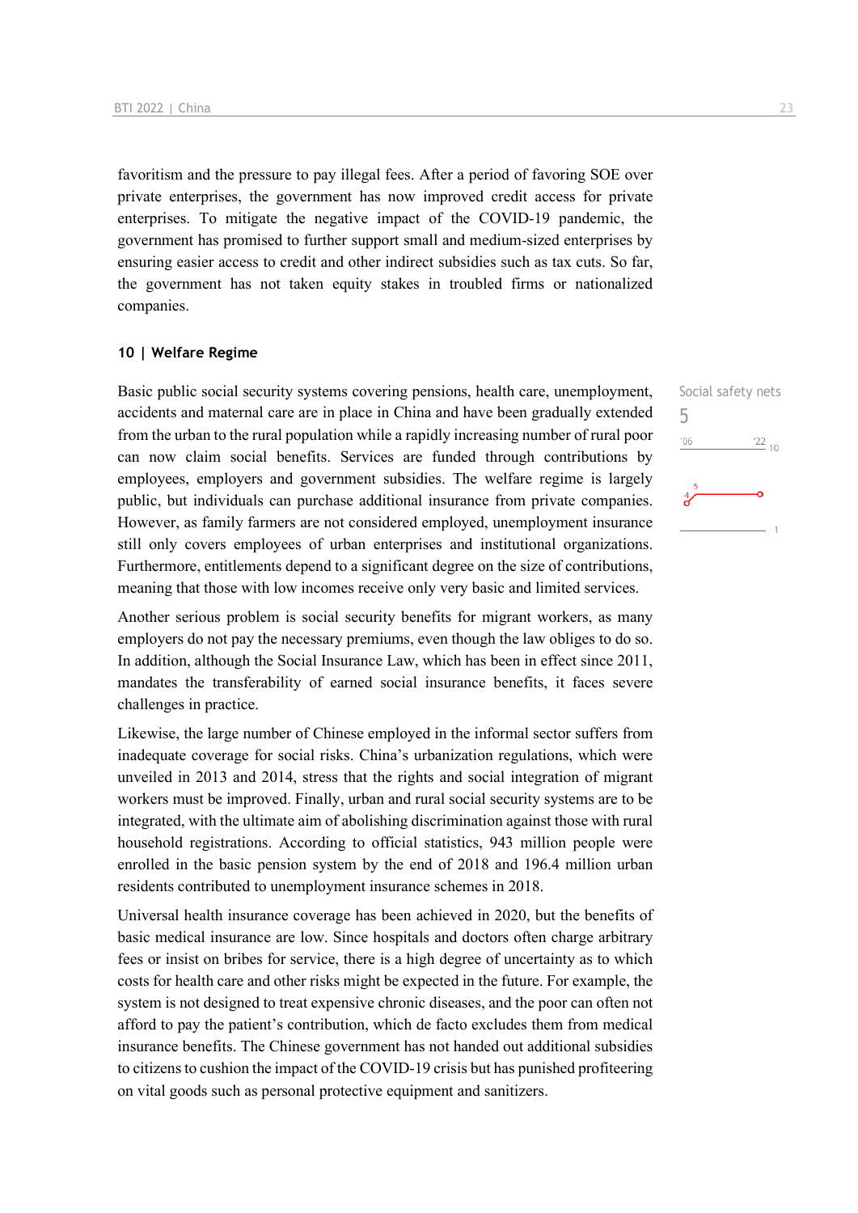favoritism and the pressure to pay illegal fees. After a period of favoring SOE over private enterprises, the government has now improved credit access for private enterprises. To mitigate the negative impact of the COVID-19 pandemic, the government has promised to further support small and medium-sized enterprises by ensuring easier access to credit and other indirect subsidies such as tax cuts. So far, the government has not taken equity stakes in troubled firms or nationalized companies.

### 10 | Welfare Regime

Social safety nets
5

Basic public social security systems covering pensions, health care, unemployment, accidents and maternal care are in place in China and have been gradually extended from the urban to the rural population while a rapidly increasing number of rural poor can now claim social benefits. Services are funded through contributions by employees, employers and government subsidies. The welfare regime is largely public, but individuals can purchase additional insurance from private companies. However, as family farmers are not considered employed, unemployment insurance still only covers employees of urban enterprises and institutional organizations. Furthermore, entitlements depend to a significant degree on the size of contributions, meaning that those with low incomes receive only very basic and limited services.

Another serious problem is social security benefits for migrant workers, as many employers do not pay the necessary premiums, even though the law obliges to do so. In addition, although the Social Insurance Law, which has been in effect since 2011, mandates the transferability of earned social insurance benefits, it faces severe challenges in practice.

Likewise, the large number of Chinese employed in the informal sector suffers from inadequate coverage for social risks. China's urbanization regulations, which were unveiled in 2013 and 2014, stress that the rights and social integration of migrant workers must be improved. Finally, urban and rural social security systems are to be integrated, with the ultimate aim of abolishing discrimination against those with rural household registrations. According to official statistics, 943 million people were enrolled in the basic pension system by the end of 2018 and 196.4 million urban residents contributed to unemployment insurance schemes in 2018.

Universal health insurance coverage has been achieved in 2020, but the benefits of basic medical insurance are low. Since hospitals and doctors often charge arbitrary fees or insist on bribes for service, there is a high degree of uncertainty as to which costs for health care and other risks might be expected in the future. For example, the system is not designed to treat expensive chronic diseases, and the poor can often not afford to pay the patient's contribution, which de facto excludes them from medical insurance benefits. The Chinese government has not handed out additional subsidies to citizens to cushion the impact of the COVID-19 crisis but has punished profiteering on vital goods such as personal protective equipment and sanitizers.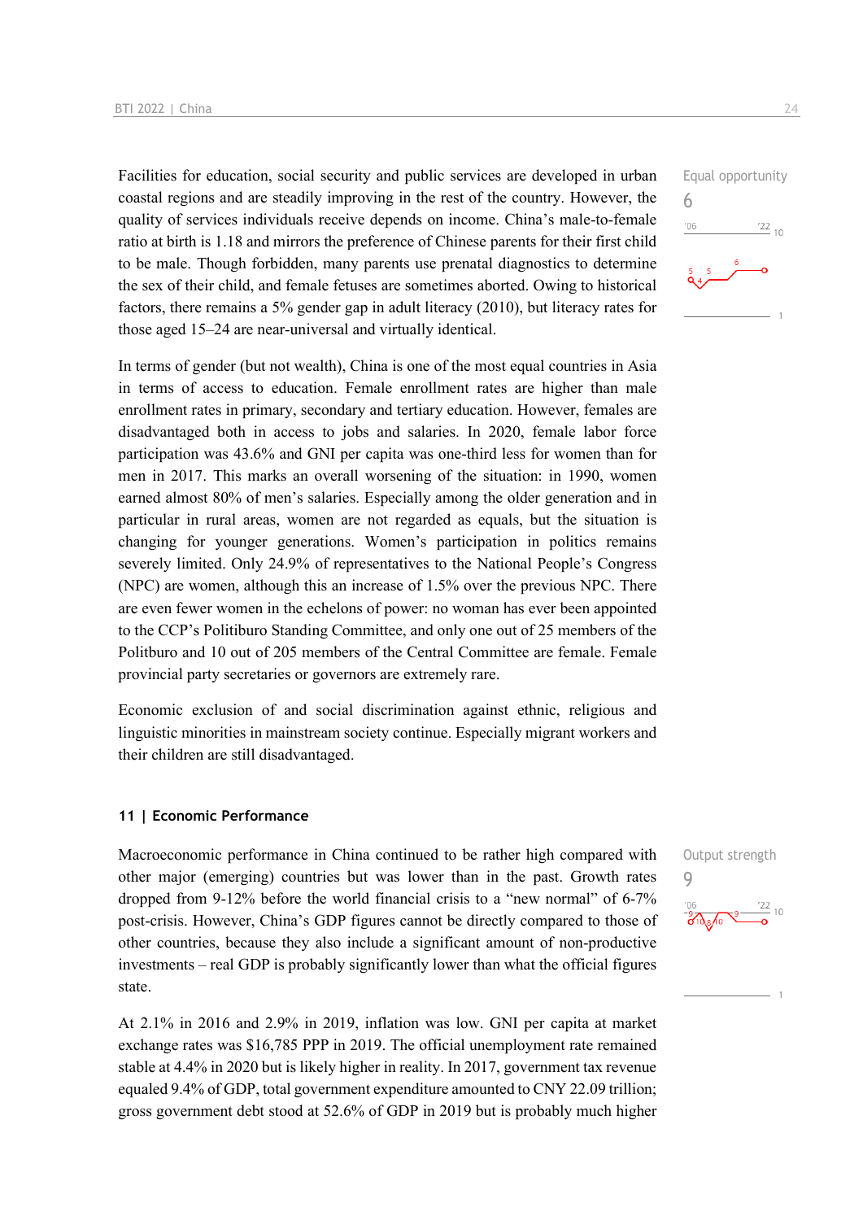Facilities for education, social security and public services are developed in urban coastal regions and are steadily improving in the rest of the country. However, the quality of services individuals receive depends on income. China's male-to-female ratio at birth is 1.18 and mirrors the preference of Chinese parents for their first child to be male. Though forbidden, many parents use prenatal diagnostics to determine the sex of their child, and female fetuses are sometimes aborted. Owing to historical factors, there remains a 5% gender gap in adult literacy (2010), but literacy rates for those aged 15–24 are near-universal and virtually identical.

Equal opportunity
6

In terms of gender (but not wealth), China is one of the most equal countries in Asia in terms of access to education. Female enrollment rates are higher than male enrollment rates in primary, secondary and tertiary education. However, females are disadvantaged both in access to jobs and salaries. In 2020, female labor force participation was 43.6% and GNI per capita was one-third less for women than for men in 2017. This marks an overall worsening of the situation: in 1990, women earned almost 80% of men's salaries. Especially among the older generation and in particular in rural areas, women are not regarded as equals, but the situation is changing for younger generations. Women's participation in politics remains severely limited. Only 24.9% of representatives to the National People's Congress (NPC) are women, although this an increase of 1.5% over the previous NPC. There are even fewer women in the echelons of power: no woman has ever been appointed to the CCP's Politiburo Standing Committee, and only one out of 25 members of the Politburo and 10 out of 205 members of the Central Committee are female. Female provincial party secretaries or governors are extremely rare.

Economic exclusion of and social discrimination against ethnic, religious and linguistic minorities in mainstream society continue. Especially migrant workers and their children are still disadvantaged.

## 11 | Economic Performance

Macroeconomic performance in China continued to be rather high compared with other major (emerging) countries but was lower than in the past. Growth rates dropped from 9-12% before the world financial crisis to a "new normal" of 6-7% post-crisis. However, China's GDP figures cannot be directly compared to those of other countries, because they also include a significant amount of non-productive investments – real GDP is probably significantly lower than what the official figures state.

Output strength
9

At 2.1% in 2016 and 2.9% in 2019, inflation was low. GNI per capita at market exchange rates was $16,785 PPP in 2019. The official unemployment rate remained stable at 4.4% in 2020 but is likely higher in reality. In 2017, government tax revenue equaled 9.4% of GDP, total government expenditure amounted to CNY 22.09 trillion; gross government debt stood at 52.6% of GDP in 2019 but is probably much higher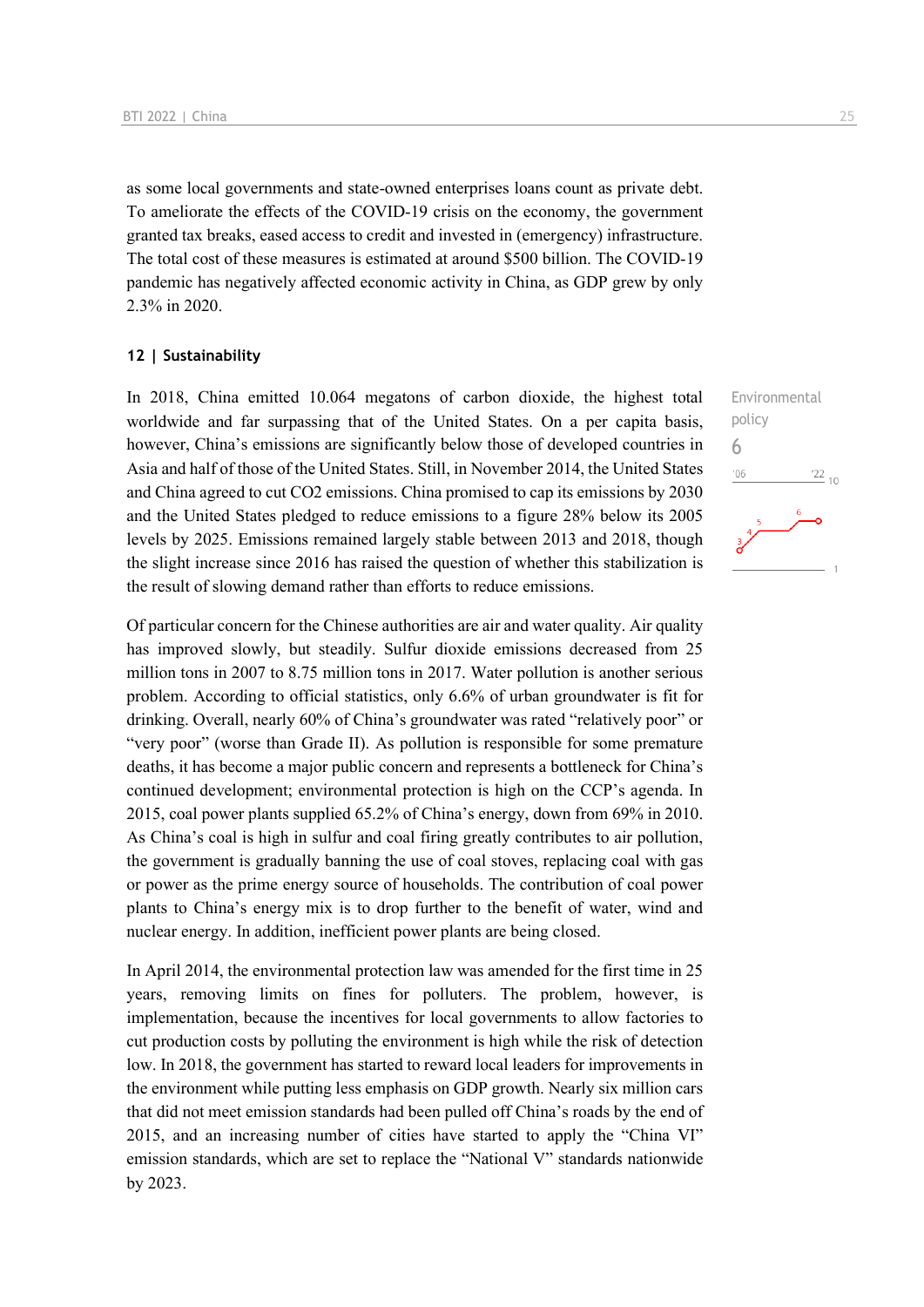as some local governments and state-owned enterprises loans count as private debt. To ameliorate the effects of the COVID-19 crisis on the economy, the government granted tax breaks, eased access to credit and invested in (emergency) infrastructure. The total cost of these measures is estimated at around $500 billion. The COVID-19 pandemic has negatively affected economic activity in China, as GDP grew by only 2.3% in 2020.

## 12 | Sustainability

Environmental policy
6

In 2018, China emitted 10.064 megatons of carbon dioxide, the highest total worldwide and far surpassing that of the United States. On a per capita basis, however, China's emissions are significantly below those of developed countries in Asia and half of those of the United States. Still, in November 2014, the United States and China agreed to cut CO2 emissions. China promised to cap its emissions by 2030 and the United States pledged to reduce emissions to a figure 28% below its 2005 levels by 2025. Emissions remained largely stable between 2013 and 2018, though the slight increase since 2016 has raised the question of whether this stabilization is the result of slowing demand rather than efforts to reduce emissions.

Of particular concern for the Chinese authorities are air and water quality. Air quality has improved slowly, but steadily. Sulfur dioxide emissions decreased from 25 million tons in 2007 to 8.75 million tons in 2017. Water pollution is another serious problem. According to official statistics, only 6.6% of urban groundwater is fit for drinking. Overall, nearly 60% of China's groundwater was rated "relatively poor" or "very poor" (worse than Grade II). As pollution is responsible for some premature deaths, it has become a major public concern and represents a bottleneck for China's continued development; environmental protection is high on the CCP's agenda. In 2015, coal power plants supplied 65.2% of China's energy, down from 69% in 2010. As China's coal is high in sulfur and coal firing greatly contributes to air pollution, the government is gradually banning the use of coal stoves, replacing coal with gas or power as the prime energy source of households. The contribution of coal power plants to China's energy mix is to drop further to the benefit of water, wind and nuclear energy. In addition, inefficient power plants are being closed.

In April 2014, the environmental protection law was amended for the first time in 25 years, removing limits on fines for polluters. The problem, however, is implementation, because the incentives for local governments to allow factories to cut production costs by polluting the environment is high while the risk of detection low. In 2018, the government has started to reward local leaders for improvements in the environment while putting less emphasis on GDP growth. Nearly six million cars that did not meet emission standards had been pulled off China's roads by the end of 2015, and an increasing number of cities have started to apply the "China VI" emission standards, which are set to replace the "National V" standards nationwide by 2023.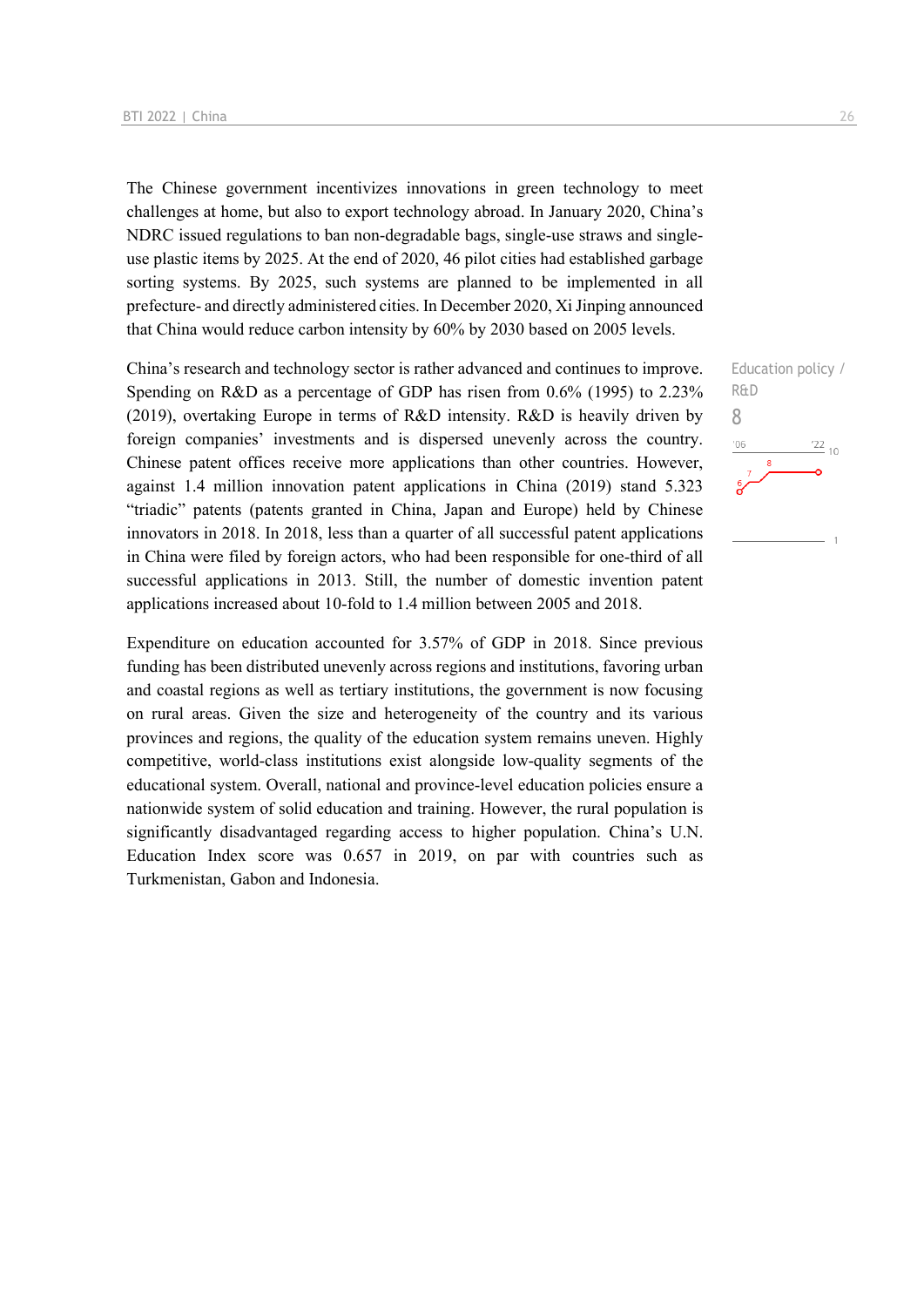The Chinese government incentivizes innovations in green technology to meet challenges at home, but also to export technology abroad. In January 2020, China's NDRC issued regulations to ban non-degradable bags, single-use straws and single-use plastic items by 2025. At the end of 2020, 46 pilot cities had established garbage sorting systems. By 2025, such systems are planned to be implemented in all prefecture- and directly administered cities. In December 2020, Xi Jinping announced that China would reduce carbon intensity by 60% by 2030 based on 2005 levels.

China's research and technology sector is rather advanced and continues to improve. Spending on R&D as a percentage of GDP has risen from 0.6% (1995) to 2.23% (2019), overtaking Europe in terms of R&D intensity. R&D is heavily driven by foreign companies' investments and is dispersed unevenly across the country. Chinese patent offices receive more applications than other countries. However, against 1.4 million innovation patent applications in China (2019) stand 5.323 "triadic" patents (patents granted in China, Japan and Europe) held by Chinese innovators in 2018. In 2018, less than a quarter of all successful patent applications in China were filed by foreign actors, who had been responsible for one-third of all successful applications in 2013. Still, the number of domestic invention patent applications increased about 10-fold to 1.4 million between 2005 and 2018.

Education policy / R&D
8

Expenditure on education accounted for 3.57% of GDP in 2018. Since previous funding has been distributed unevenly across regions and institutions, favoring urban and coastal regions as well as tertiary institutions, the government is now focusing on rural areas. Given the size and heterogeneity of the country and its various provinces and regions, the quality of the education system remains uneven. Highly competitive, world-class institutions exist alongside low-quality segments of the educational system. Overall, national and province-level education policies ensure a nationwide system of solid education and training. However, the rural population is significantly disadvantaged regarding access to higher population. China's U.N. Education Index score was 0.657 in 2019, on par with countries such as Turkmenistan, Gabon and Indonesia.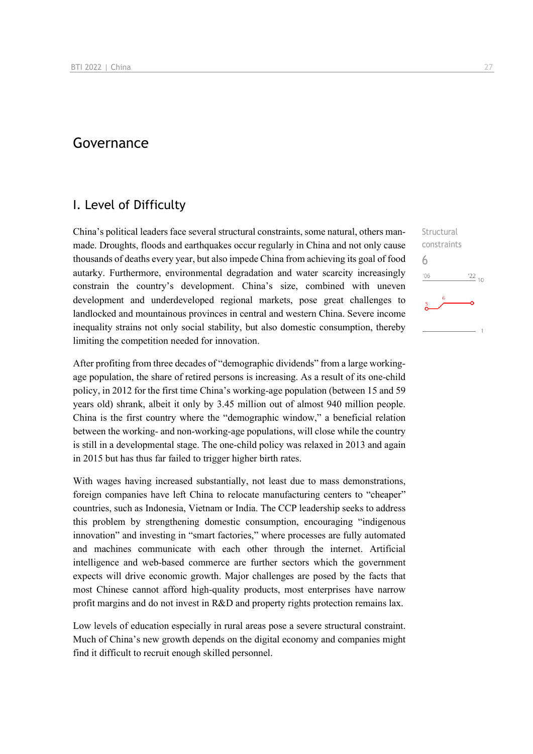# Governance

## I. Level of Difficulty

Structural constraints

6

China's political leaders face several structural constraints, some natural, others man-made. Droughts, floods and earthquakes occur regularly in China and not only cause thousands of deaths every year, but also impede China from achieving its goal of food autarky. Furthermore, environmental degradation and water scarcity increasingly constrain the country's development. China's size, combined with uneven development and underdeveloped regional markets, pose great challenges to landlocked and mountainous provinces in central and western China. Severe income inequality strains not only social stability, but also domestic consumption, thereby limiting the competition needed for innovation.

After profiting from three decades of "demographic dividends" from a large working-age population, the share of retired persons is increasing. As a result of its one-child policy, in 2012 for the first time China's working-age population (between 15 and 59 years old) shrank, albeit it only by 3.45 million out of almost 940 million people. China is the first country where the "demographic window," a beneficial relation between the working- and non-working-age populations, will close while the country is still in a developmental stage. The one-child policy was relaxed in 2013 and again in 2015 but has thus far failed to trigger higher birth rates.

With wages having increased substantially, not least due to mass demonstrations, foreign companies have left China to relocate manufacturing centers to "cheaper" countries, such as Indonesia, Vietnam or India. The CCP leadership seeks to address this problem by strengthening domestic consumption, encouraging "indigenous innovation" and investing in "smart factories," where processes are fully automated and machines communicate with each other through the internet. Artificial intelligence and web-based commerce are further sectors which the government expects will drive economic growth. Major challenges are posed by the facts that most Chinese cannot afford high-quality products, most enterprises have narrow profit margins and do not invest in R&D and property rights protection remains lax.

Low levels of education especially in rural areas pose a severe structural constraint. Much of China's new growth depends on the digital economy and companies might find it difficult to recruit enough skilled personnel.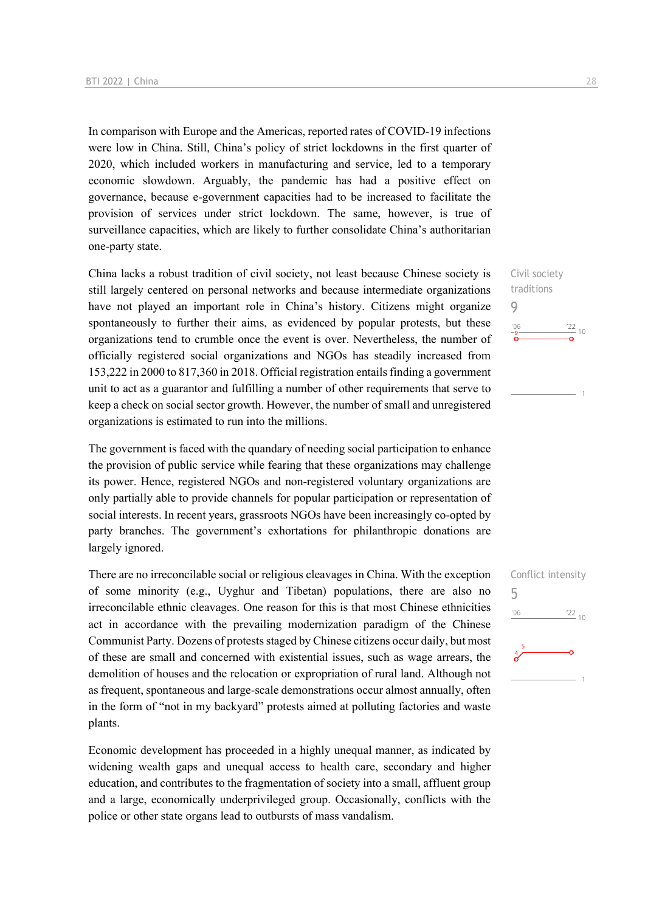In comparison with Europe and the Americas, reported rates of COVID-19 infections were low in China. Still, China's policy of strict lockdowns in the first quarter of 2020, which included workers in manufacturing and service, led to a temporary economic slowdown. Arguably, the pandemic has had a positive effect on governance, because e-government capacities had to be increased to facilitate the provision of services under strict lockdown. The same, however, is true of surveillance capacities, which are likely to further consolidate China's authoritarian one-party state.

Civil society traditions
9

China lacks a robust tradition of civil society, not least because Chinese society is still largely centered on personal networks and because intermediate organizations have not played an important role in China's history. Citizens might organize spontaneously to further their aims, as evidenced by popular protests, but these organizations tend to crumble once the event is over. Nevertheless, the number of officially registered social organizations and NGOs has steadily increased from 153,222 in 2000 to 817,360 in 2018. Official registration entails finding a government unit to act as a guarantor and fulfilling a number of other requirements that serve to keep a check on social sector growth. However, the number of small and unregistered organizations is estimated to run into the millions.

The government is faced with the quandary of needing social participation to enhance the provision of public service while fearing that these organizations may challenge its power. Hence, registered NGOs and non-registered voluntary organizations are only partially able to provide channels for popular participation or representation of social interests. In recent years, grassroots NGOs have been increasingly co-opted by party branches. The government's exhortations for philanthropic donations are largely ignored.

Conflict intensity
5

There are no irreconcilable social or religious cleavages in China. With the exception of some minority (e.g., Uyghur and Tibetan) populations, there are also no irreconcilable ethnic cleavages. One reason for this is that most Chinese ethnicities act in accordance with the prevailing modernization paradigm of the Chinese Communist Party. Dozens of protests staged by Chinese citizens occur daily, but most of these are small and concerned with existential issues, such as wage arrears, the demolition of houses and the relocation or expropriation of rural land. Although not as frequent, spontaneous and large-scale demonstrations occur almost annually, often in the form of "not in my backyard" protests aimed at polluting factories and waste plants.

Economic development has proceeded in a highly unequal manner, as indicated by widening wealth gaps and unequal access to health care, secondary and higher education, and contributes to the fragmentation of society into a small, affluent group and a large, economically underprivileged group. Occasionally, conflicts with the police or other state organs lead to outbursts of mass vandalism.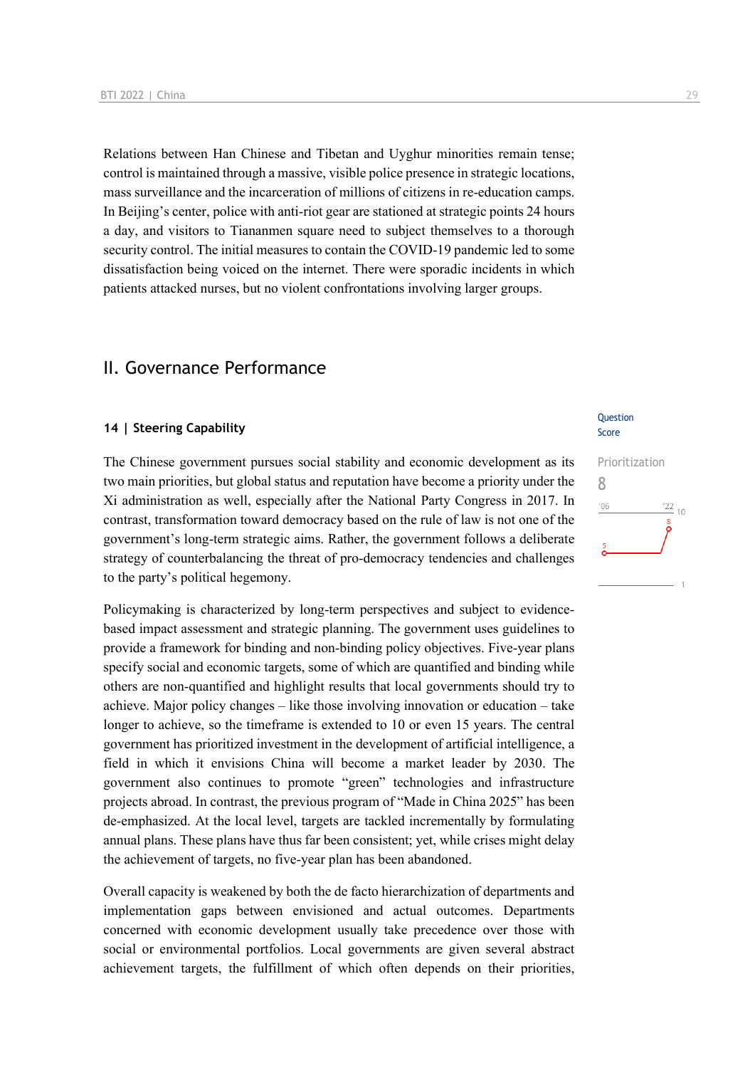Relations between Han Chinese and Tibetan and Uyghur minorities remain tense; control is maintained through a massive, visible police presence in strategic locations, mass surveillance and the incarceration of millions of citizens in re-education camps. In Beijing's center, police with anti-riot gear are stationed at strategic points 24 hours a day, and visitors to Tiananmen square need to subject themselves to a thorough security control. The initial measures to contain the COVID-19 pandemic led to some dissatisfaction being voiced on the internet. There were sporadic incidents in which patients attacked nurses, but no violent confrontations involving larger groups.

## II. Governance Performance

### 14 | Steering Capability

Question Score

Prioritization
8

The Chinese government pursues social stability and economic development as its two main priorities, but global status and reputation have become a priority under the Xi administration as well, especially after the National Party Congress in 2017. In contrast, transformation toward democracy based on the rule of law is not one of the government's long-term strategic aims. Rather, the government follows a deliberate strategy of counterbalancing the threat of pro-democracy tendencies and challenges to the party's political hegemony.

Policymaking is characterized by long-term perspectives and subject to evidence-based impact assessment and strategic planning. The government uses guidelines to provide a framework for binding and non-binding policy objectives. Five-year plans specify social and economic targets, some of which are quantified and binding while others are non-quantified and highlight results that local governments should try to achieve. Major policy changes – like those involving innovation or education – take longer to achieve, so the timeframe is extended to 10 or even 15 years. The central government has prioritized investment in the development of artificial intelligence, a field in which it envisions China will become a market leader by 2030. The government also continues to promote "green" technologies and infrastructure projects abroad. In contrast, the previous program of "Made in China 2025" has been de-emphasized. At the local level, targets are tackled incrementally by formulating annual plans. These plans have thus far been consistent; yet, while crises might delay the achievement of targets, no five-year plan has been abandoned.

Overall capacity is weakened by both the de facto hierarchization of departments and implementation gaps between envisioned and actual outcomes. Departments concerned with economic development usually take precedence over those with social or environmental portfolios. Local governments are given several abstract achievement targets, the fulfillment of which often depends on their priorities,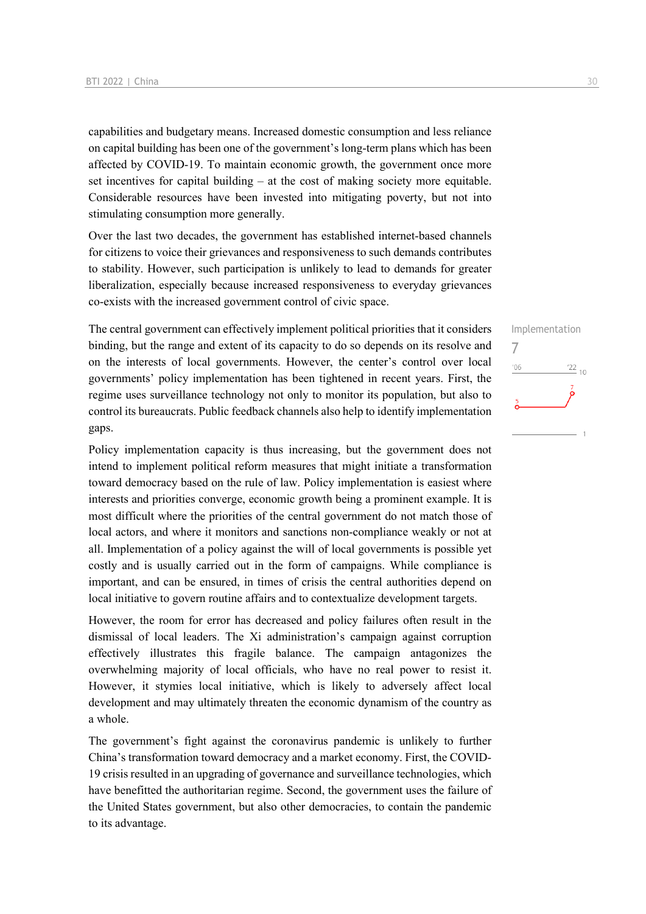capabilities and budgetary means. Increased domestic consumption and less reliance on capital building has been one of the government's long-term plans which has been affected by COVID-19. To maintain economic growth, the government once more set incentives for capital building – at the cost of making society more equitable. Considerable resources have been invested into mitigating poverty, but not into stimulating consumption more generally.

Over the last two decades, the government has established internet-based channels for citizens to voice their grievances and responsiveness to such demands contributes to stability. However, such participation is unlikely to lead to demands for greater liberalization, especially because increased responsiveness to everyday grievances co-exists with the increased government control of civic space.

Implementation

7

The central government can effectively implement political priorities that it considers binding, but the range and extent of its capacity to do so depends on its resolve and on the interests of local governments. However, the center's control over local governments' policy implementation has been tightened in recent years. First, the regime uses surveillance technology not only to monitor its population, but also to control its bureaucrats. Public feedback channels also help to identify implementation gaps.

Policy implementation capacity is thus increasing, but the government does not intend to implement political reform measures that might initiate a transformation toward democracy based on the rule of law. Policy implementation is easiest where interests and priorities converge, economic growth being a prominent example. It is most difficult where the priorities of the central government do not match those of local actors, and where it monitors and sanctions non-compliance weakly or not at all. Implementation of a policy against the will of local governments is possible yet costly and is usually carried out in the form of campaigns. While compliance is important, and can be ensured, in times of crisis the central authorities depend on local initiative to govern routine affairs and to contextualize development targets.

However, the room for error has decreased and policy failures often result in the dismissal of local leaders. The Xi administration's campaign against corruption effectively illustrates this fragile balance. The campaign antagonizes the overwhelming majority of local officials, who have no real power to resist it. However, it stymies local initiative, which is likely to adversely affect local development and may ultimately threaten the economic dynamism of the country as a whole.

The government's fight against the coronavirus pandemic is unlikely to further China's transformation toward democracy and a market economy. First, the COVID-19 crisis resulted in an upgrading of governance and surveillance technologies, which have benefitted the authoritarian regime. Second, the government uses the failure of the United States government, but also other democracies, to contain the pandemic to its advantage.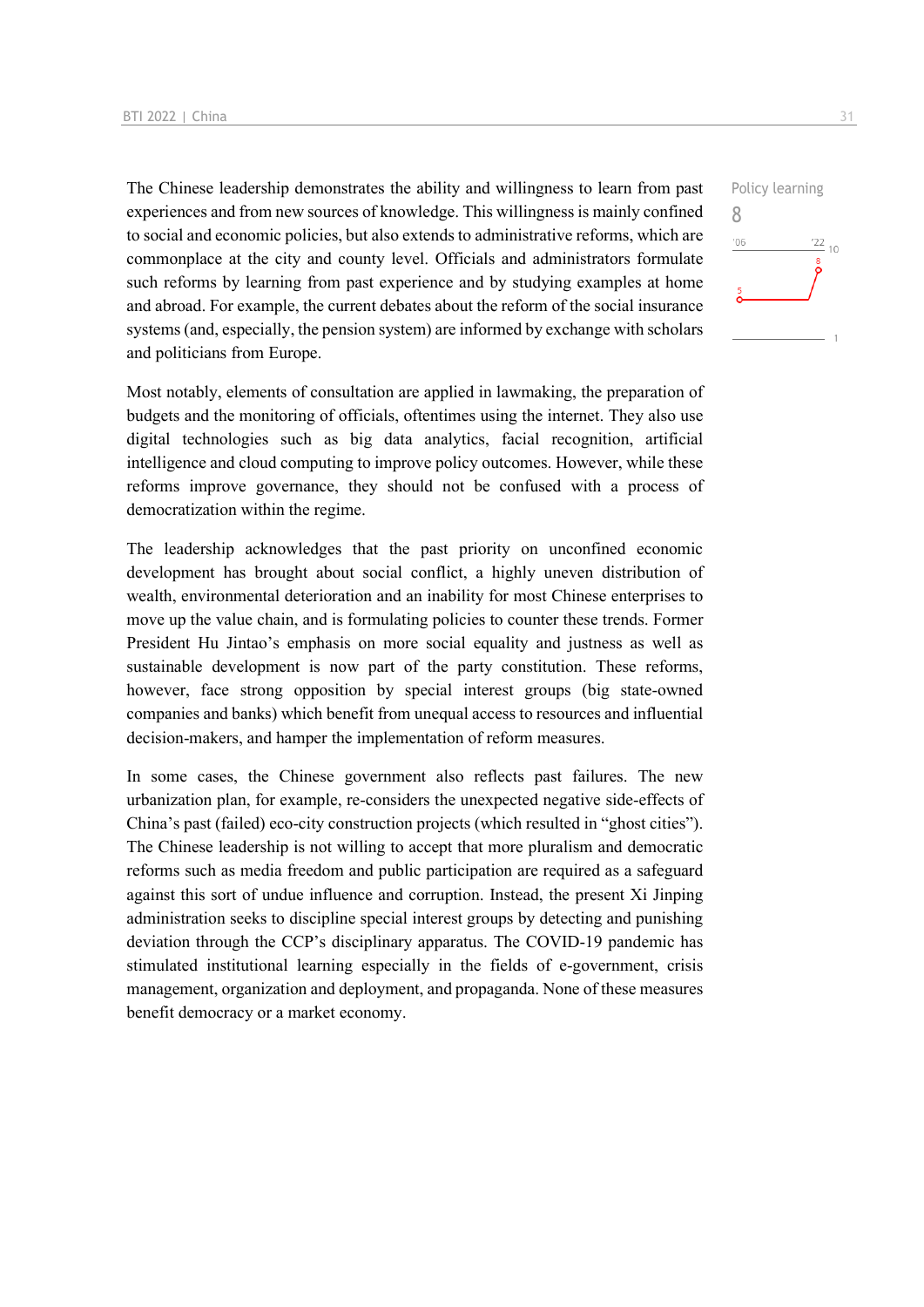The Chinese leadership demonstrates the ability and willingness to learn from past experiences and from new sources of knowledge. This willingness is mainly confined to social and economic policies, but also extends to administrative reforms, which are commonplace at the city and county level. Officials and administrators formulate such reforms by learning from past experience and by studying examples at home and abroad. For example, the current debates about the reform of the social insurance systems (and, especially, the pension system) are informed by exchange with scholars and politicians from Europe.

Policy learning
8

Most notably, elements of consultation are applied in lawmaking, the preparation of budgets and the monitoring of officials, oftentimes using the internet. They also use digital technologies such as big data analytics, facial recognition, artificial intelligence and cloud computing to improve policy outcomes. However, while these reforms improve governance, they should not be confused with a process of democratization within the regime.

The leadership acknowledges that the past priority on unconfined economic development has brought about social conflict, a highly uneven distribution of wealth, environmental deterioration and an inability for most Chinese enterprises to move up the value chain, and is formulating policies to counter these trends. Former President Hu Jintao's emphasis on more social equality and justness as well as sustainable development is now part of the party constitution. These reforms, however, face strong opposition by special interest groups (big state-owned companies and banks) which benefit from unequal access to resources and influential decision-makers, and hamper the implementation of reform measures.

In some cases, the Chinese government also reflects past failures. The new urbanization plan, for example, re-considers the unexpected negative side-effects of China's past (failed) eco-city construction projects (which resulted in "ghost cities"). The Chinese leadership is not willing to accept that more pluralism and democratic reforms such as media freedom and public participation are required as a safeguard against this sort of undue influence and corruption. Instead, the present Xi Jinping administration seeks to discipline special interest groups by detecting and punishing deviation through the CCP's disciplinary apparatus. The COVID-19 pandemic has stimulated institutional learning especially in the fields of e-government, crisis management, organization and deployment, and propaganda. None of these measures benefit democracy or a market economy.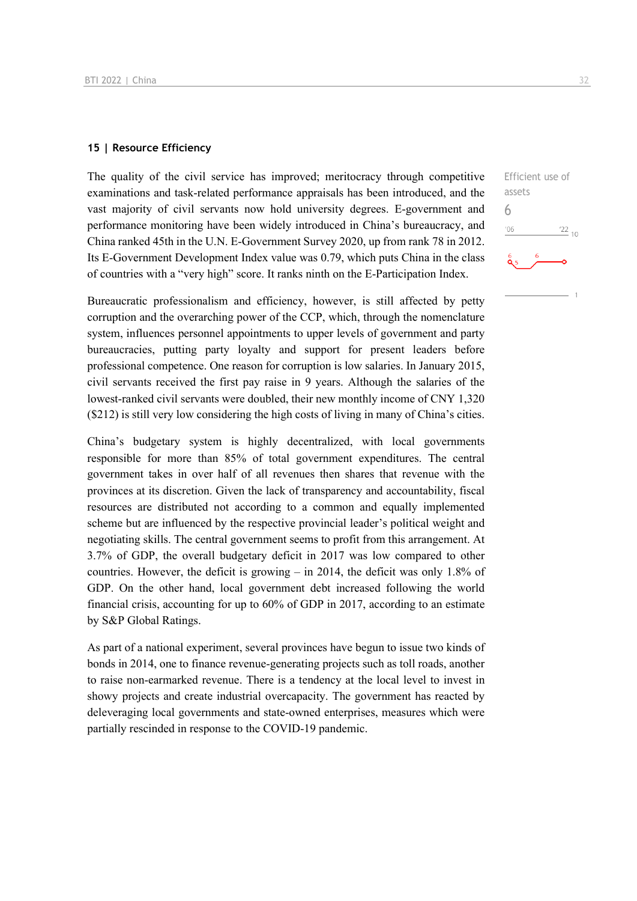## 15 | Resource Efficiency

Efficient use of assets

6

The quality of the civil service has improved; meritocracy through competitive examinations and task-related performance appraisals has been introduced, and the vast majority of civil servants now hold university degrees. E-government and performance monitoring have been widely introduced in China's bureaucracy, and China ranked 45th in the U.N. E-Government Survey 2020, up from rank 78 in 2012. Its E-Government Development Index value was 0.79, which puts China in the class of countries with a "very high" score. It ranks ninth on the E-Participation Index.

Bureaucratic professionalism and efficiency, however, is still affected by petty corruption and the overarching power of the CCP, which, through the nomenclature system, influences personnel appointments to upper levels of government and party bureaucracies, putting party loyalty and support for present leaders before professional competence. One reason for corruption is low salaries. In January 2015, civil servants received the first pay raise in 9 years. Although the salaries of the lowest-ranked civil servants were doubled, their new monthly income of CNY 1,320 ($212) is still very low considering the high costs of living in many of China's cities.

China's budgetary system is highly decentralized, with local governments responsible for more than 85% of total government expenditures. The central government takes in over half of all revenues then shares that revenue with the provinces at its discretion. Given the lack of transparency and accountability, fiscal resources are distributed not according to a common and equally implemented scheme but are influenced by the respective provincial leader's political weight and negotiating skills. The central government seems to profit from this arrangement. At 3.7% of GDP, the overall budgetary deficit in 2017 was low compared to other countries. However, the deficit is growing – in 2014, the deficit was only 1.8% of GDP. On the other hand, local government debt increased following the world financial crisis, accounting for up to 60% of GDP in 2017, according to an estimate by S&P Global Ratings.

As part of a national experiment, several provinces have begun to issue two kinds of bonds in 2014, one to finance revenue-generating projects such as toll roads, another to raise non-earmarked revenue. There is a tendency at the local level to invest in showy projects and create industrial overcapacity. The government has reacted by deleveraging local governments and state-owned enterprises, measures which were partially rescinded in response to the COVID-19 pandemic.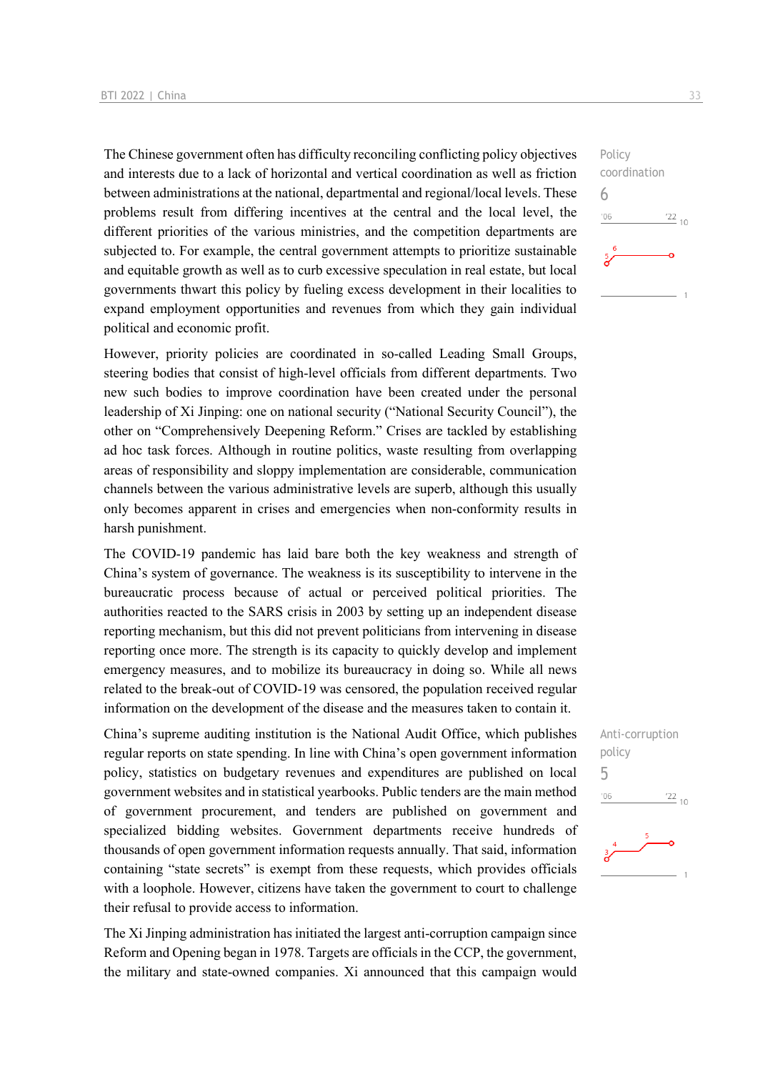The Chinese government often has difficulty reconciling conflicting policy objectives and interests due to a lack of horizontal and vertical coordination as well as friction between administrations at the national, departmental and regional/local levels. These problems result from differing incentives at the central and the local level, the different priorities of the various ministries, and the competition departments are subjected to. For example, the central government attempts to prioritize sustainable and equitable growth as well as to curb excessive speculation in real estate, but local governments thwart this policy by fueling excess development in their localities to expand employment opportunities and revenues from which they gain individual political and economic profit.

Policy coordination
6

However, priority policies are coordinated in so-called Leading Small Groups, steering bodies that consist of high-level officials from different departments. Two new such bodies to improve coordination have been created under the personal leadership of Xi Jinping: one on national security ("National Security Council"), the other on "Comprehensively Deepening Reform." Crises are tackled by establishing ad hoc task forces. Although in routine politics, waste resulting from overlapping areas of responsibility and sloppy implementation are considerable, communication channels between the various administrative levels are superb, although this usually only becomes apparent in crises and emergencies when non-conformity results in harsh punishment.

The COVID-19 pandemic has laid bare both the key weakness and strength of China's system of governance. The weakness is its susceptibility to intervene in the bureaucratic process because of actual or perceived political priorities. The authorities reacted to the SARS crisis in 2003 by setting up an independent disease reporting mechanism, but this did not prevent politicians from intervening in disease reporting once more. The strength is its capacity to quickly develop and implement emergency measures, and to mobilize its bureaucracy in doing so. While all news related to the break-out of COVID-19 was censored, the population received regular information on the development of the disease and the measures taken to contain it.

China's supreme auditing institution is the National Audit Office, which publishes regular reports on state spending. In line with China's open government information policy, statistics on budgetary revenues and expenditures are published on local government websites and in statistical yearbooks. Public tenders are the main method of government procurement, and tenders are published on government and specialized bidding websites. Government departments receive hundreds of thousands of open government information requests annually. That said, information containing "state secrets" is exempt from these requests, which provides officials with a loophole. However, citizens have taken the government to court to challenge their refusal to provide access to information.

Anti-corruption policy
5

The Xi Jinping administration has initiated the largest anti-corruption campaign since Reform and Opening began in 1978. Targets are officials in the CCP, the government, the military and state-owned companies. Xi announced that this campaign would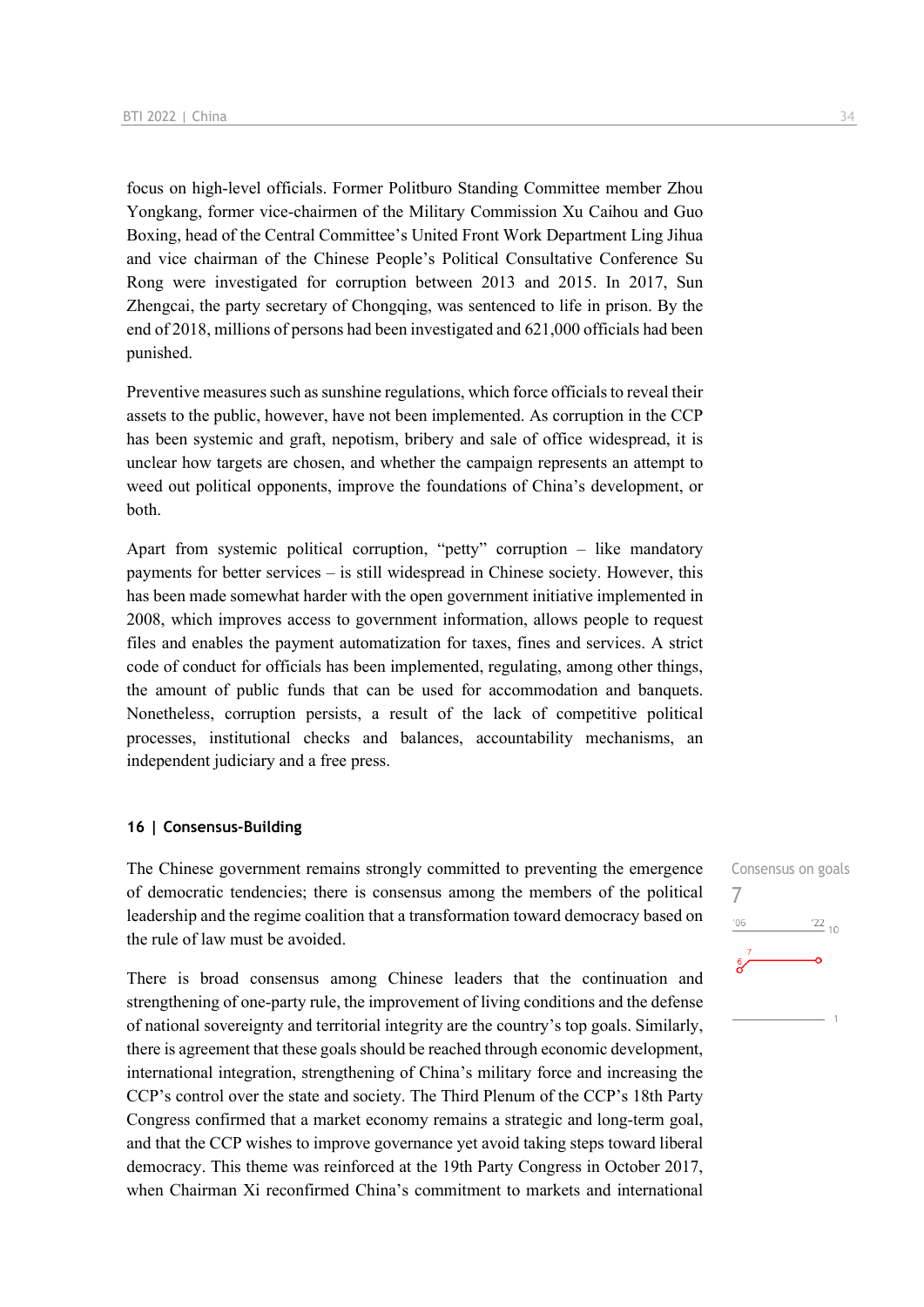focus on high-level officials. Former Politburo Standing Committee member Zhou Yongkang, former vice-chairmen of the Military Commission Xu Caihou and Guo Boxing, head of the Central Committee's United Front Work Department Ling Jihua and vice chairman of the Chinese People's Political Consultative Conference Su Rong were investigated for corruption between 2013 and 2015. In 2017, Sun Zhengcai, the party secretary of Chongqing, was sentenced to life in prison. By the end of 2018, millions of persons had been investigated and 621,000 officials had been punished.

Preventive measures such as sunshine regulations, which force officials to reveal their assets to the public, however, have not been implemented. As corruption in the CCP has been systemic and graft, nepotism, bribery and sale of office widespread, it is unclear how targets are chosen, and whether the campaign represents an attempt to weed out political opponents, improve the foundations of China's development, or both.

Apart from systemic political corruption, "petty" corruption – like mandatory payments for better services – is still widespread in Chinese society. However, this has been made somewhat harder with the open government initiative implemented in 2008, which improves access to government information, allows people to request files and enables the payment automatization for taxes, fines and services. A strict code of conduct for officials has been implemented, regulating, among other things, the amount of public funds that can be used for accommodation and banquets. Nonetheless, corruption persists, a result of the lack of competitive political processes, institutional checks and balances, accountability mechanisms, an independent judiciary and a free press.

### 16 | Consensus-Building

Consensus on goals
7

The Chinese government remains strongly committed to preventing the emergence of democratic tendencies; there is consensus among the members of the political leadership and the regime coalition that a transformation toward democracy based on the rule of law must be avoided.

There is broad consensus among Chinese leaders that the continuation and strengthening of one-party rule, the improvement of living conditions and the defense of national sovereignty and territorial integrity are the country's top goals. Similarly, there is agreement that these goals should be reached through economic development, international integration, strengthening of China's military force and increasing the CCP's control over the state and society. The Third Plenum of the CCP's 18th Party Congress confirmed that a market economy remains a strategic and long-term goal, and that the CCP wishes to improve governance yet avoid taking steps toward liberal democracy. This theme was reinforced at the 19th Party Congress in October 2017, when Chairman Xi reconfirmed China's commitment to markets and international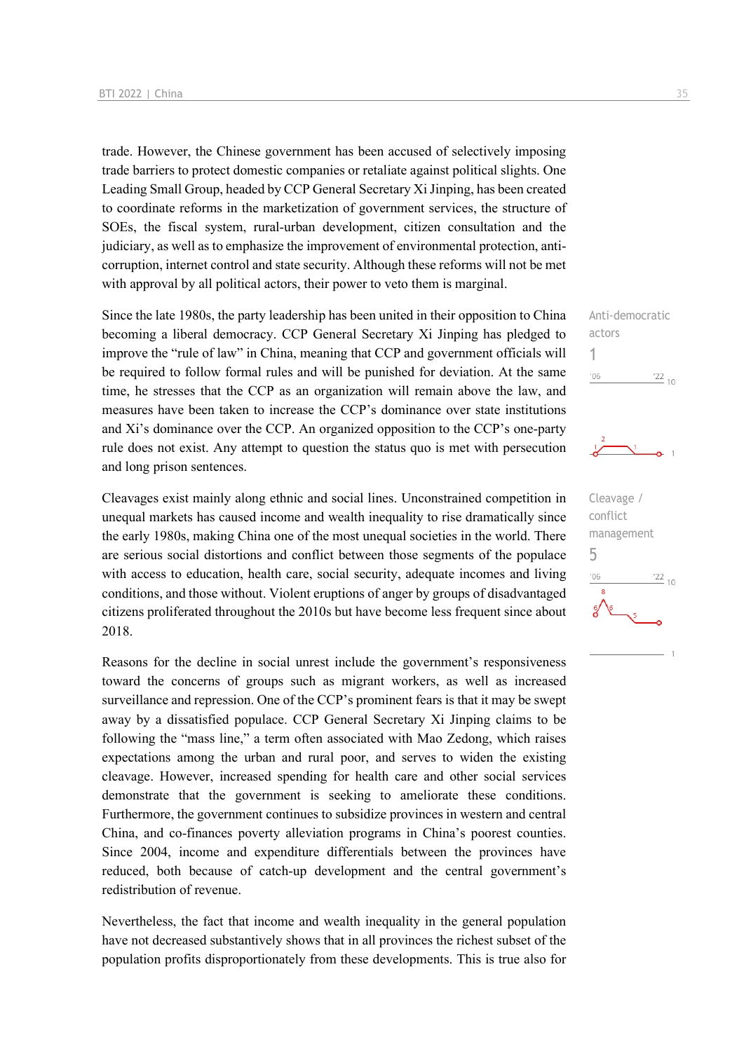trade. However, the Chinese government has been accused of selectively imposing trade barriers to protect domestic companies or retaliate against political slights. One Leading Small Group, headed by CCP General Secretary Xi Jinping, has been created to coordinate reforms in the marketization of government services, the structure of SOEs, the fiscal system, rural-urban development, citizen consultation and the judiciary, as well as to emphasize the improvement of environmental protection, anti-corruption, internet control and state security. Although these reforms will not be met with approval by all political actors, their power to veto them is marginal.

Anti-democratic actors
1

Since the late 1980s, the party leadership has been united in their opposition to China becoming a liberal democracy. CCP General Secretary Xi Jinping has pledged to improve the "rule of law" in China, meaning that CCP and government officials will be required to follow formal rules and will be punished for deviation. At the same time, he stresses that the CCP as an organization will remain above the law, and measures have been taken to increase the CCP's dominance over state institutions and Xi's dominance over the CCP. An organized opposition to the CCP's one-party rule does not exist. Any attempt to question the status quo is met with persecution and long prison sentences.

Cleavage / conflict management
5

Cleavages exist mainly along ethnic and social lines. Unconstrained competition in unequal markets has caused income and wealth inequality to rise dramatically since the early 1980s, making China one of the most unequal societies in the world. There are serious social distortions and conflict between those segments of the populace with access to education, health care, social security, adequate incomes and living conditions, and those without. Violent eruptions of anger by groups of disadvantaged citizens proliferated throughout the 2010s but have become less frequent since about 2018.

Reasons for the decline in social unrest include the government's responsiveness toward the concerns of groups such as migrant workers, as well as increased surveillance and repression. One of the CCP's prominent fears is that it may be swept away by a dissatisfied populace. CCP General Secretary Xi Jinping claims to be following the "mass line," a term often associated with Mao Zedong, which raises expectations among the urban and rural poor, and serves to widen the existing cleavage. However, increased spending for health care and other social services demonstrate that the government is seeking to ameliorate these conditions. Furthermore, the government continues to subsidize provinces in western and central China, and co-finances poverty alleviation programs in China's poorest counties. Since 2004, income and expenditure differentials between the provinces have reduced, both because of catch-up development and the central government's redistribution of revenue.

Nevertheless, the fact that income and wealth inequality in the general population have not decreased substantively shows that in all provinces the richest subset of the population profits disproportionately from these developments. This is true also for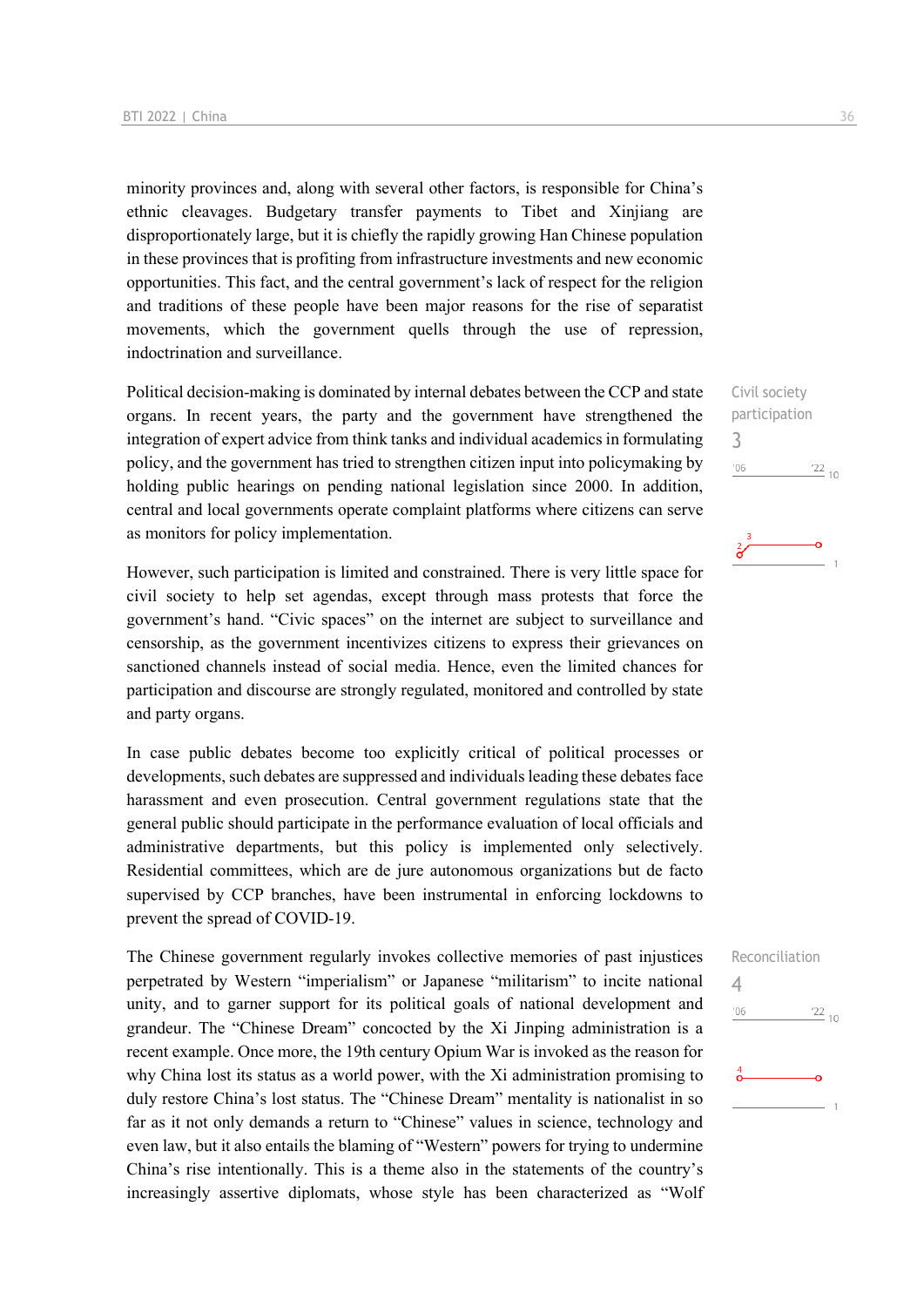minority provinces and, along with several other factors, is responsible for China's ethnic cleavages. Budgetary transfer payments to Tibet and Xinjiang are disproportionately large, but it is chiefly the rapidly growing Han Chinese population in these provinces that is profiting from infrastructure investments and new economic opportunities. This fact, and the central government's lack of respect for the religion and traditions of these people have been major reasons for the rise of separatist movements, which the government quells through the use of repression, indoctrination and surveillance.

Civil society participation
3

Political decision-making is dominated by internal debates between the CCP and state organs. In recent years, the party and the government have strengthened the integration of expert advice from think tanks and individual academics in formulating policy, and the government has tried to strengthen citizen input into policymaking by holding public hearings on pending national legislation since 2000. In addition, central and local governments operate complaint platforms where citizens can serve as monitors for policy implementation.

However, such participation is limited and constrained. There is very little space for civil society to help set agendas, except through mass protests that force the government's hand. "Civic spaces" on the internet are subject to surveillance and censorship, as the government incentivizes citizens to express their grievances on sanctioned channels instead of social media. Hence, even the limited chances for participation and discourse are strongly regulated, monitored and controlled by state and party organs.

In case public debates become too explicitly critical of political processes or developments, such debates are suppressed and individuals leading these debates face harassment and even prosecution. Central government regulations state that the general public should participate in the performance evaluation of local officials and administrative departments, but this policy is implemented only selectively. Residential committees, which are de jure autonomous organizations but de facto supervised by CCP branches, have been instrumental in enforcing lockdowns to prevent the spread of COVID-19.

Reconciliation
4

The Chinese government regularly invokes collective memories of past injustices perpetrated by Western "imperialism" or Japanese "militarism" to incite national unity, and to garner support for its political goals of national development and grandeur. The "Chinese Dream" concocted by the Xi Jinping administration is a recent example. Once more, the 19th century Opium War is invoked as the reason for why China lost its status as a world power, with the Xi administration promising to duly restore China's lost status. The "Chinese Dream" mentality is nationalist in so far as it not only demands a return to "Chinese" values in science, technology and even law, but it also entails the blaming of "Western" powers for trying to undermine China's rise intentionally. This is a theme also in the statements of the country's increasingly assertive diplomats, whose style has been characterized as "Wolf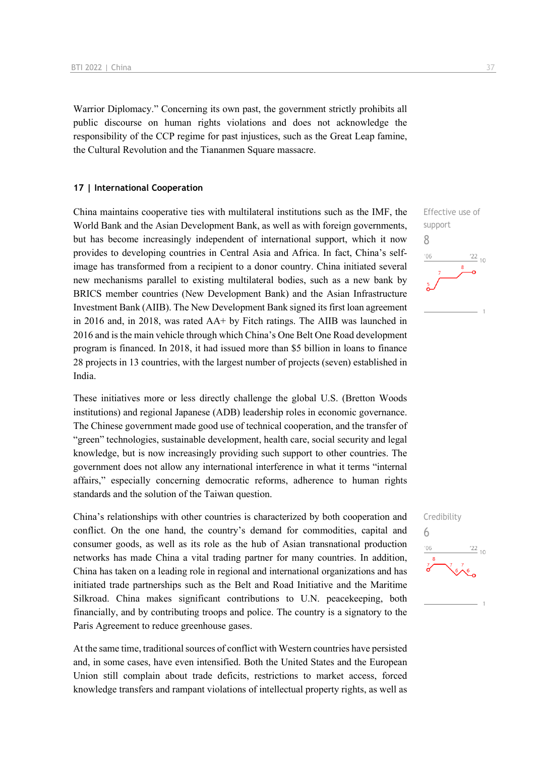Warrior Diplomacy." Concerning its own past, the government strictly prohibits all public discourse on human rights violations and does not acknowledge the responsibility of the CCP regime for past injustices, such as the Great Leap famine, the Cultural Revolution and the Tiananmen Square massacre.

## 17 | International Cooperation

Effective use of support
8

China maintains cooperative ties with multilateral institutions such as the IMF, the World Bank and the Asian Development Bank, as well as with foreign governments, but has become increasingly independent of international support, which it now provides to developing countries in Central Asia and Africa. In fact, China's self-image has transformed from a recipient to a donor country. China initiated several new mechanisms parallel to existing multilateral bodies, such as a new bank by BRICS member countries (New Development Bank) and the Asian Infrastructure Investment Bank (AIIB). The New Development Bank signed its first loan agreement in 2016 and, in 2018, was rated AA+ by Fitch ratings. The AIIB was launched in 2016 and is the main vehicle through which China's One Belt One Road development program is financed. In 2018, it had issued more than $5 billion in loans to finance 28 projects in 13 countries, with the largest number of projects (seven) established in India.

These initiatives more or less directly challenge the global U.S. (Bretton Woods institutions) and regional Japanese (ADB) leadership roles in economic governance. The Chinese government made good use of technical cooperation, and the transfer of "green" technologies, sustainable development, health care, social security and legal knowledge, but is now increasingly providing such support to other countries. The government does not allow any international interference in what it terms "internal affairs," especially concerning democratic reforms, adherence to human rights standards and the solution of the Taiwan question.

Credibility
6

China's relationships with other countries is characterized by both cooperation and conflict. On the one hand, the country's demand for commodities, capital and consumer goods, as well as its role as the hub of Asian transnational production networks has made China a vital trading partner for many countries. In addition, China has taken on a leading role in regional and international organizations and has initiated trade partnerships such as the Belt and Road Initiative and the Maritime Silkroad. China makes significant contributions to U.N. peacekeeping, both financially, and by contributing troops and police. The country is a signatory to the Paris Agreement to reduce greenhouse gases.

At the same time, traditional sources of conflict with Western countries have persisted and, in some cases, have even intensified. Both the United States and the European Union still complain about trade deficits, restrictions to market access, forced knowledge transfers and rampant violations of intellectual property rights, as well as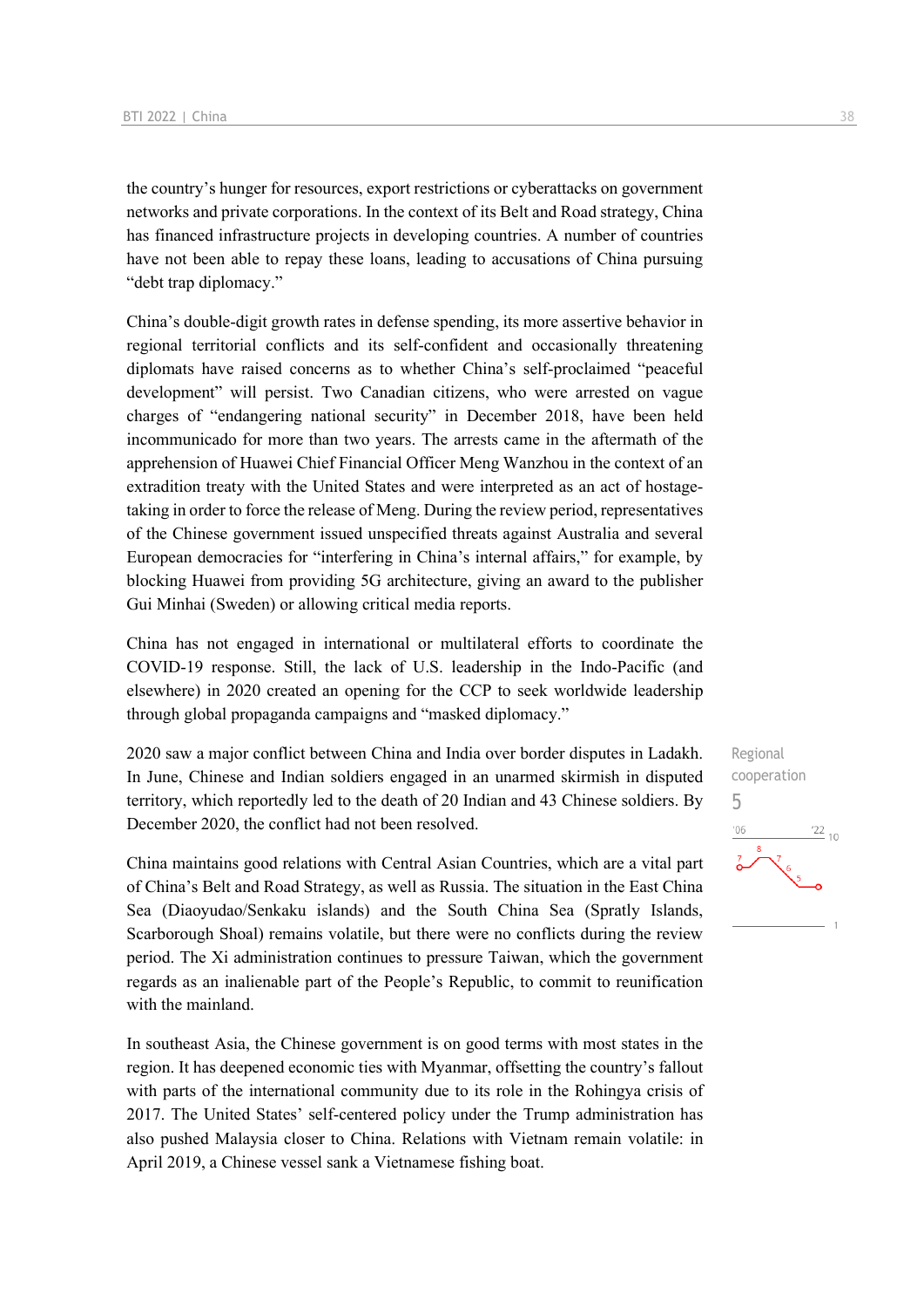the country's hunger for resources, export restrictions or cyberattacks on government networks and private corporations. In the context of its Belt and Road strategy, China has financed infrastructure projects in developing countries. A number of countries have not been able to repay these loans, leading to accusations of China pursuing "debt trap diplomacy."

China's double-digit growth rates in defense spending, its more assertive behavior in regional territorial conflicts and its self-confident and occasionally threatening diplomats have raised concerns as to whether China's self-proclaimed "peaceful development" will persist. Two Canadian citizens, who were arrested on vague charges of "endangering national security" in December 2018, have been held incommunicado for more than two years. The arrests came in the aftermath of the apprehension of Huawei Chief Financial Officer Meng Wanzhou in the context of an extradition treaty with the United States and were interpreted as an act of hostage-taking in order to force the release of Meng. During the review period, representatives of the Chinese government issued unspecified threats against Australia and several European democracies for "interfering in China's internal affairs," for example, by blocking Huawei from providing 5G architecture, giving an award to the publisher Gui Minhai (Sweden) or allowing critical media reports.

China has not engaged in international or multilateral efforts to coordinate the COVID-19 response. Still, the lack of U.S. leadership in the Indo-Pacific (and elsewhere) in 2020 created an opening for the CCP to seek worldwide leadership through global propaganda campaigns and "masked diplomacy."

Regional cooperation
5

2020 saw a major conflict between China and India over border disputes in Ladakh. In June, Chinese and Indian soldiers engaged in an unarmed skirmish in disputed territory, which reportedly led to the death of 20 Indian and 43 Chinese soldiers. By December 2020, the conflict had not been resolved.

China maintains good relations with Central Asian Countries, which are a vital part of China's Belt and Road Strategy, as well as Russia. The situation in the East China Sea (Diaoyudao/Senkaku islands) and the South China Sea (Spratly Islands, Scarborough Shoal) remains volatile, but there were no conflicts during the review period. The Xi administration continues to pressure Taiwan, which the government regards as an inalienable part of the People's Republic, to commit to reunification with the mainland.

In southeast Asia, the Chinese government is on good terms with most states in the region. It has deepened economic ties with Myanmar, offsetting the country's fallout with parts of the international community due to its role in the Rohingya crisis of 2017. The United States' self-centered policy under the Trump administration has also pushed Malaysia closer to China. Relations with Vietnam remain volatile: in April 2019, a Chinese vessel sank a Vietnamese fishing boat.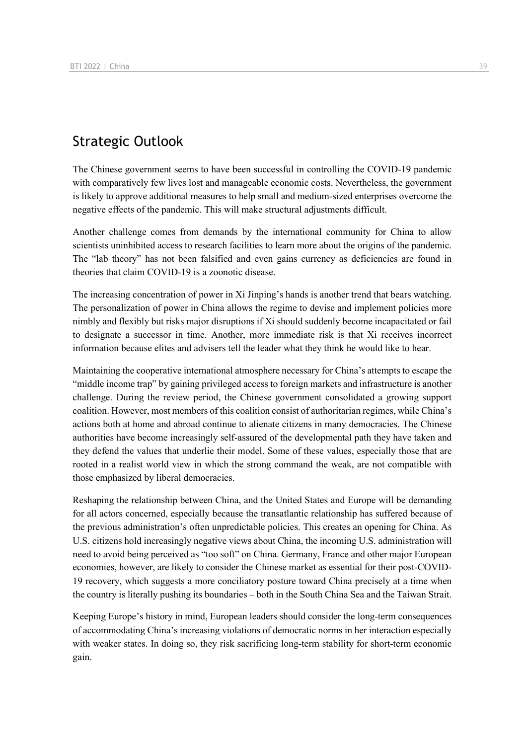## Strategic Outlook

The Chinese government seems to have been successful in controlling the COVID-19 pandemic with comparatively few lives lost and manageable economic costs. Nevertheless, the government is likely to approve additional measures to help small and medium-sized enterprises overcome the negative effects of the pandemic. This will make structural adjustments difficult.

Another challenge comes from demands by the international community for China to allow scientists uninhibited access to research facilities to learn more about the origins of the pandemic. The "lab theory" has not been falsified and even gains currency as deficiencies are found in theories that claim COVID-19 is a zoonotic disease.

The increasing concentration of power in Xi Jinping's hands is another trend that bears watching. The personalization of power in China allows the regime to devise and implement policies more nimbly and flexibly but risks major disruptions if Xi should suddenly become incapacitated or fail to designate a successor in time. Another, more immediate risk is that Xi receives incorrect information because elites and advisers tell the leader what they think he would like to hear.

Maintaining the cooperative international atmosphere necessary for China's attempts to escape the "middle income trap" by gaining privileged access to foreign markets and infrastructure is another challenge. During the review period, the Chinese government consolidated a growing support coalition. However, most members of this coalition consist of authoritarian regimes, while China's actions both at home and abroad continue to alienate citizens in many democracies. The Chinese authorities have become increasingly self-assured of the developmental path they have taken and they defend the values that underlie their model. Some of these values, especially those that are rooted in a realist world view in which the strong command the weak, are not compatible with those emphasized by liberal democracies.

Reshaping the relationship between China, and the United States and Europe will be demanding for all actors concerned, especially because the transatlantic relationship has suffered because of the previous administration's often unpredictable policies. This creates an opening for China. As U.S. citizens hold increasingly negative views about China, the incoming U.S. administration will need to avoid being perceived as "too soft" on China. Germany, France and other major European economies, however, are likely to consider the Chinese market as essential for their post-COVID-19 recovery, which suggests a more conciliatory posture toward China precisely at a time when the country is literally pushing its boundaries – both in the South China Sea and the Taiwan Strait.

Keeping Europe's history in mind, European leaders should consider the long-term consequences of accommodating China's increasing violations of democratic norms in her interaction especially with weaker states. In doing so, they risk sacrificing long-term stability for short-term economic gain.